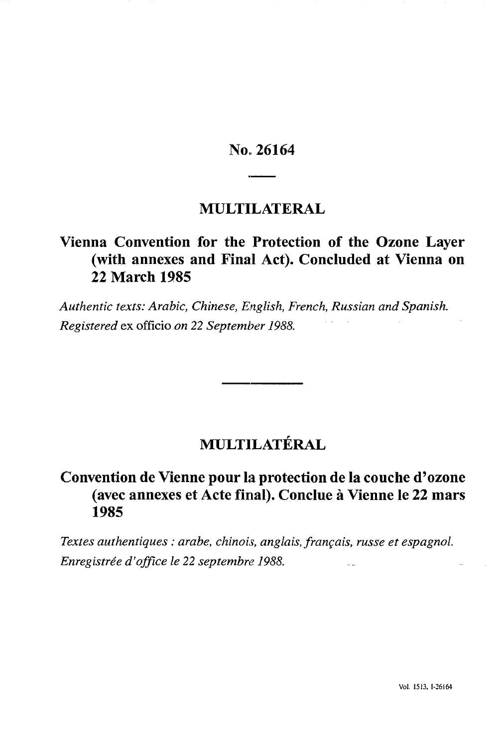# No. 26164

## MULTILATERAL

## Vienna Convention for the Protection of the Ozone Layer (with annexes and Final Act). Concluded at Vienna on 22 March 1985

*Authentic texts: Arabic, Chinese, English, French, Russian and Spanish.*
*Registered* ex officio *on 22 September 1988.*

## MULTILATÉRAL

## Convention de Vienne pour la protection de la couche d'ozone (avec annexes et Acte final). Conclue à Vienne le 22 mars 1985

*Textes authentiques : arabe, chinois, anglais, français, russe et espagnol.*
*Enregistrée d'office le 22 septembre 1988.*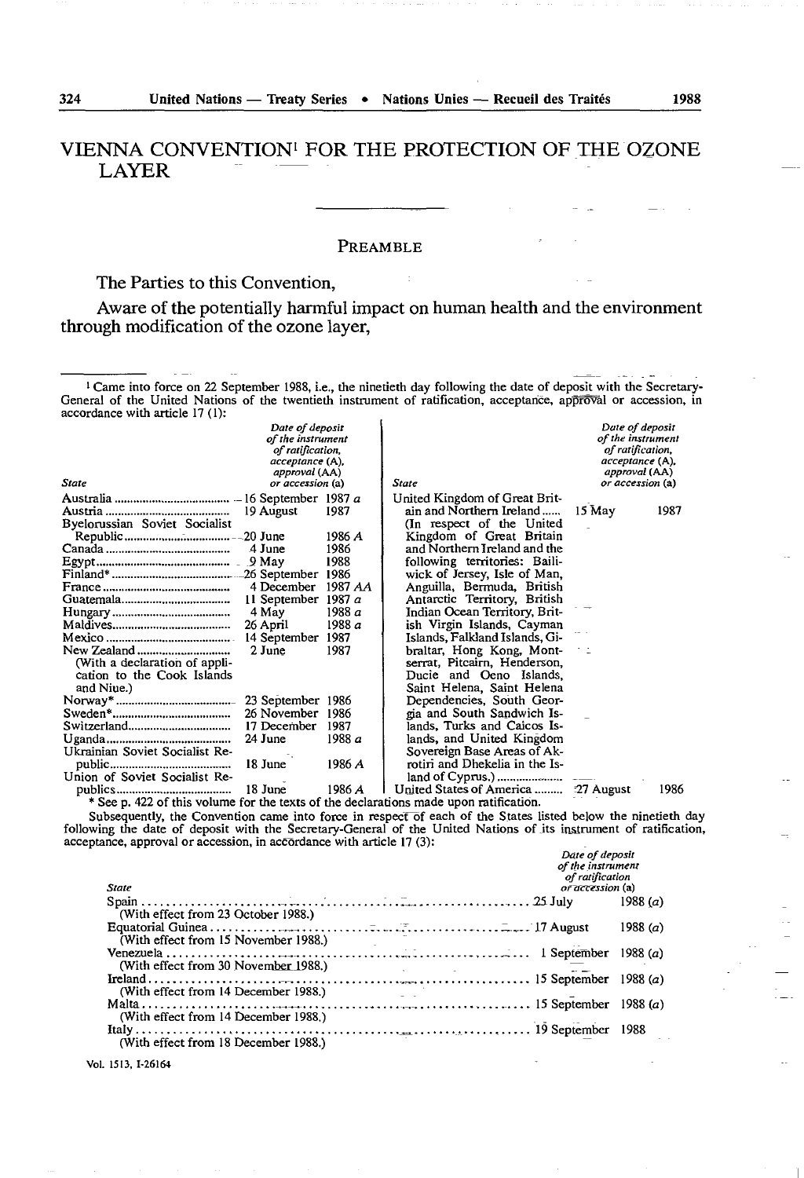# VIENNA CONVENTION[1] FOR THE PROTECTION OF THE OZONE LAYER

## PREAMBLE

The Parties to this Convention,

Aware of the potentially harmful impact on human health and the environment through modification of the ozone layer,

---

[1] Came into force on 22 September 1988, i.e., the ninetieth day following the date of deposit with the Secretary-General of the United Nations of the twentieth instrument of ratification, acceptance, approval or accession, in accordance with article 17 (1):

| State | Date of deposit of the instrument of ratification, acceptance (A), approval (AA) or accession (a) |
|---|---|
| Australia | 16 September 1987 *a* |
| Austria | 19 August 1987 |
| Byelorussian Soviet Socialist Republic | 20 June 1986 *A* |
| Canada | 4 June 1986 |
| Egypt | 9 May 1988 |
| Finland* | 26 September 1986 |
| France | 4 December 1987 *AA* |
| Guatemala | 11 September 1987 *a* |
| Hungary | 4 May 1988 *a* |
| Maldives | 26 April 1988 *a* |
| Mexico | 14 September 1987 |
| New Zealand (With a declaration of application to the Cook Islands and Niue.) | 2 June 1987 |
| Norway* | 23 September 1986 |
| Sweden* | 26 November 1986 |
| Switzerland | 17 December 1987 |
| Uganda | 24 June 1988 *a* |
| Ukrainian Soviet Socialist Republic | 18 June 1986 *A* |
| Union of Soviet Socialist Republics | 18 June 1986 *A* |
| United Kingdom of Great Britain and Northern Ireland (In respect of the United Kingdom of Great Britain and Northern Ireland and the following territories: Bailiwick of Jersey, Isle of Man, Anguilla, Bermuda, British Antarctic Territory, British Indian Ocean Territory, British Virgin Islands, Cayman Islands, Falkland Islands, Gibraltar, Hong Kong, Montserrat, Pitcairn, Henderson, Ducie and Oeno Islands, Saint Helena, Saint Helena Dependencies, South Georgia and South Sandwich Islands, Turks and Caicos Islands, and United Kingdom Sovereign Base Areas of Akrotiri and Dhekelia in the Island of Cyprus.) | 15 May 1987 |
| United States of America | 27 August 1986 |

\* See p. 422 of this volume for the texts of the declarations made upon ratification.

Subsequently, the Convention came into force in respect of each of the States listed below the ninetieth day following the date of deposit with the Secretary-General of the United Nations of its instrument of ratification, acceptance, approval or accession, in accordance with article 17 (3):

| State | Date of deposit of the instrument of ratification or accession (a) |
|---|---|
| Spain (With effect from 23 October 1988.) | 25 July 1988 (*a*) |
| Equatorial Guinea (With effect from 15 November 1988.) | 17 August 1988 (*a*) |
| Venezuela (With effect from 30 November 1988.) | 1 September 1988 (*a*) |
| Ireland (With effect from 14 December 1988.) | 15 September 1988 (*a*) |
| Malta (With effect from 14 December 1988.) | 15 September 1988 (*a*) |
| Italy (With effect from 18 December 1988.) | 19 September 1988 |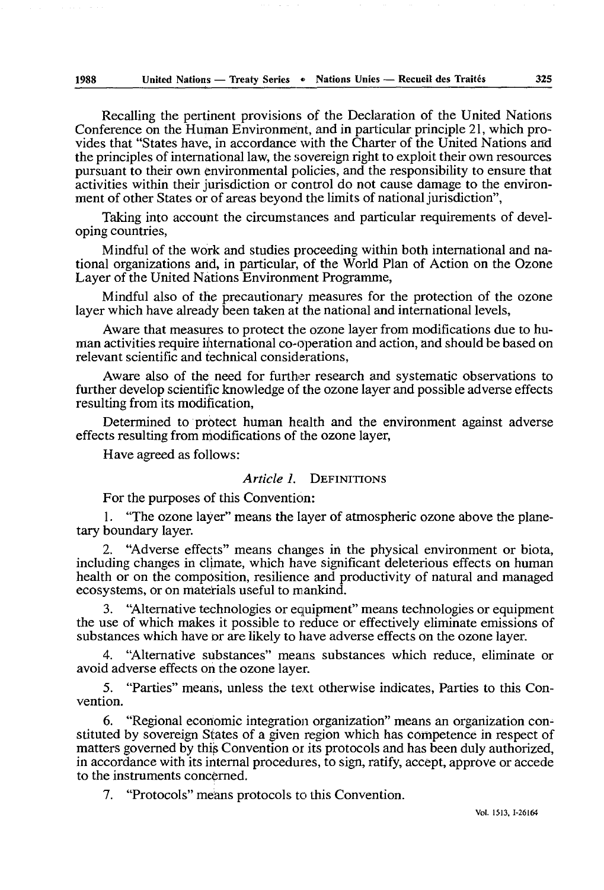Recalling the pertinent provisions of the Declaration of the United Nations Conference on the Human Environment, and in particular principle 21, which provides that "States have, in accordance with the Charter of the United Nations and the principles of international law, the sovereign right to exploit their own resources pursuant to their own environmental policies, and the responsibility to ensure that activities within their jurisdiction or control do not cause damage to the environment of other States or of areas beyond the limits of national jurisdiction",

Taking into account the circumstances and particular requirements of developing countries,

Mindful of the work and studies proceeding within both international and national organizations and, in particular, of the World Plan of Action on the Ozone Layer of the United Nations Environment Programme,

Mindful also of the precautionary measures for the protection of the ozone layer which have already been taken at the national and international levels,

Aware that measures to protect the ozone layer from modifications due to human activities require international co-operation and action, and should be based on relevant scientific and technical considerations,

Aware also of the need for further research and systematic observations to further develop scientific knowledge of the ozone layer and possible adverse effects resulting from its modification,

Determined to protect human health and the environment against adverse effects resulting from modifications of the ozone layer,

Have agreed as follows:

## *Article 1.* DEFINITIONS

For the purposes of this Convention:

1. "The ozone layer" means the layer of atmospheric ozone above the planetary boundary layer.

2. "Adverse effects" means changes in the physical environment or biota, including changes in climate, which have significant deleterious effects on human health or on the composition, resilience and productivity of natural and managed ecosystems, or on materials useful to mankind.

3. "Alternative technologies or equipment" means technologies or equipment the use of which makes it possible to reduce or effectively eliminate emissions of substances which have or are likely to have adverse effects on the ozone layer.

4. "Alternative substances" means substances which reduce, eliminate or avoid adverse effects on the ozone layer.

5. "Parties" means, unless the text otherwise indicates, Parties to this Convention.

6. "Regional economic integration organization" means an organization constituted by sovereign States of a given region which has competence in respect of matters governed by this Convention or its protocols and has been duly authorized, in accordance with its internal procedures, to sign, ratify, accept, approve or accede to the instruments concerned.

7. "Protocols" means protocols to this Convention.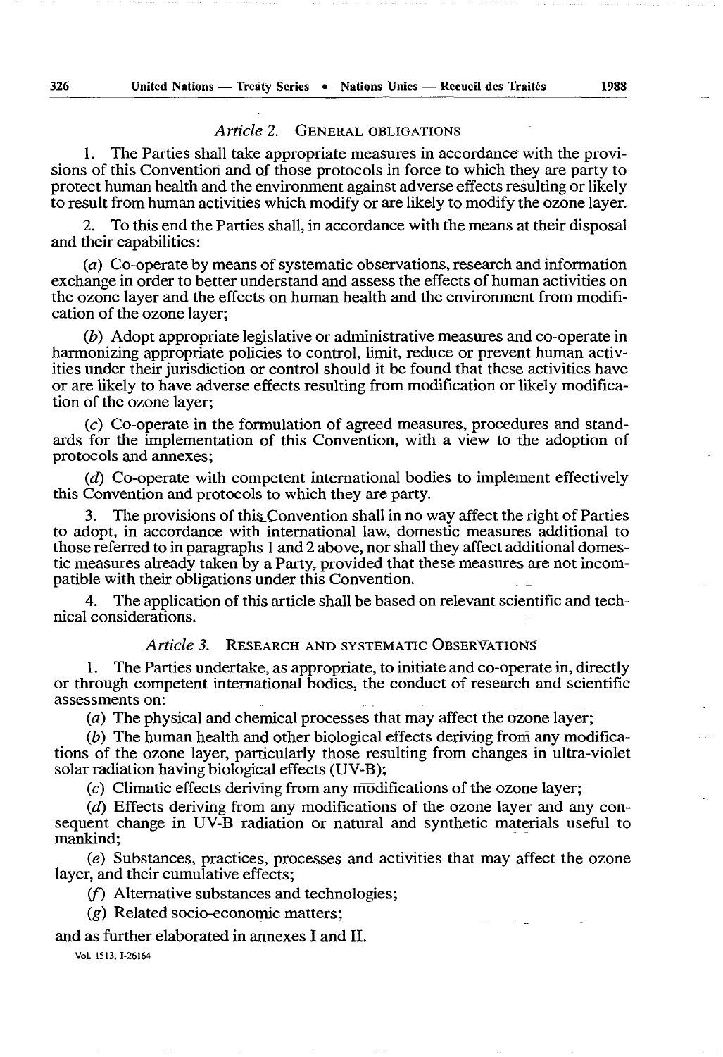## *Article 2.* GENERAL OBLIGATIONS

1. The Parties shall take appropriate measures in accordance with the provisions of this Convention and of those protocols in force to which they are party to protect human health and the environment against adverse effects resulting or likely to result from human activities which modify or are likely to modify the ozone layer.

2. To this end the Parties shall, in accordance with the means at their disposal and their capabilities:

(*a*) Co-operate by means of systematic observations, research and information exchange in order to better understand and assess the effects of human activities on the ozone layer and the effects on human health and the environment from modification of the ozone layer;

(*b*) Adopt appropriate legislative or administrative measures and co-operate in harmonizing appropriate policies to control, limit, reduce or prevent human activities under their jurisdiction or control should it be found that these activities have or are likely to have adverse effects resulting from modification or likely modification of the ozone layer;

(*c*) Co-operate in the formulation of agreed measures, procedures and standards for the implementation of this Convention, with a view to the adoption of protocols and annexes;

(*d*) Co-operate with competent international bodies to implement effectively this Convention and protocols to which they are party.

3. The provisions of this Convention shall in no way affect the right of Parties to adopt, in accordance with international law, domestic measures additional to those referred to in paragraphs 1 and 2 above, nor shall they affect additional domestic measures already taken by a Party, provided that these measures are not incompatible with their obligations under this Convention.

4. The application of this article shall be based on relevant scientific and technical considerations.

## *Article 3.* RESEARCH AND SYSTEMATIC OBSERVATIONS

1. The Parties undertake, as appropriate, to initiate and co-operate in, directly or through competent international bodies, the conduct of research and scientific assessments on:

(*a*) The physical and chemical processes that may affect the ozone layer;

(*b*) The human health and other biological effects deriving from any modifications of the ozone layer, particularly those resulting from changes in ultra-violet solar radiation having biological effects (UV-B);

(*c*) Climatic effects deriving from any modifications of the ozone layer;

(*d*) Effects deriving from any modifications of the ozone layer and any consequent change in UV-B radiation or natural and synthetic materials useful to mankind;

(*e*) Substances, practices, processes and activities that may affect the ozone layer, and their cumulative effects;

(*f*) Alternative substances and technologies;

(*g*) Related socio-economic matters;

and as further elaborated in annexes I and II.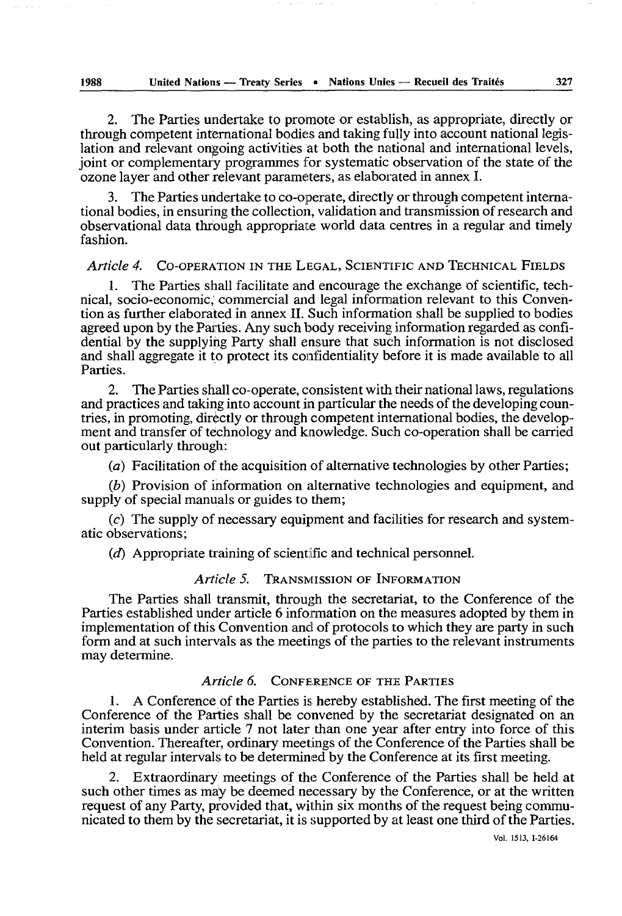2. The Parties undertake to promote or establish, as appropriate, directly or through competent international bodies and taking fully into account national legislation and relevant ongoing activities at both the national and international levels, joint or complementary programmes for systematic observation of the state of the ozone layer and other relevant parameters, as elaborated in annex I.

3. The Parties undertake to co-operate, directly or through competent international bodies, in ensuring the collection, validation and transmission of research and observational data through appropriate world data centres in a regular and timely fashion.

### *Article 4.* CO-OPERATION IN THE LEGAL, SCIENTIFIC AND TECHNICAL FIELDS

1. The Parties shall facilitate and encourage the exchange of scientific, technical, socio-economic, commercial and legal information relevant to this Convention as further elaborated in annex II. Such information shall be supplied to bodies agreed upon by the Parties. Any such body receiving information regarded as confidential by the supplying Party shall ensure that such information is not disclosed and shall aggregate it to protect its confidentiality before it is made available to all Parties.

2. The Parties shall co-operate, consistent with their national laws, regulations and practices and taking into account in particular the needs of the developing countries, in promoting, directly or through competent international bodies, the development and transfer of technology and knowledge. Such co-operation shall be carried out particularly through:

(*a*) Facilitation of the acquisition of alternative technologies by other Parties;

(*b*) Provision of information on alternative technologies and equipment, and supply of special manuals or guides to them;

(*c*) The supply of necessary equipment and facilities for research and systematic observations;

(*d*) Appropriate training of scientific and technical personnel.

### *Article 5.* TRANSMISSION OF INFORMATION

The Parties shall transmit, through the secretariat, to the Conference of the Parties established under article 6 information on the measures adopted by them in implementation of this Convention and of protocols to which they are party in such form and at such intervals as the meetings of the parties to the relevant instruments may determine.

### *Article 6.* CONFERENCE OF THE PARTIES

1. A Conference of the Parties is hereby established. The first meeting of the Conference of the Parties shall be convened by the secretariat designated on an interim basis under article 7 not later than one year after entry into force of this Convention. Thereafter, ordinary meetings of the Conference of the Parties shall be held at regular intervals to be determined by the Conference at its first meeting.

2. Extraordinary meetings of the Conference of the Parties shall be held at such other times as may be deemed necessary by the Conference, or at the written request of any Party, provided that, within six months of the request being communicated to them by the secretariat, it is supported by at least one third of the Parties.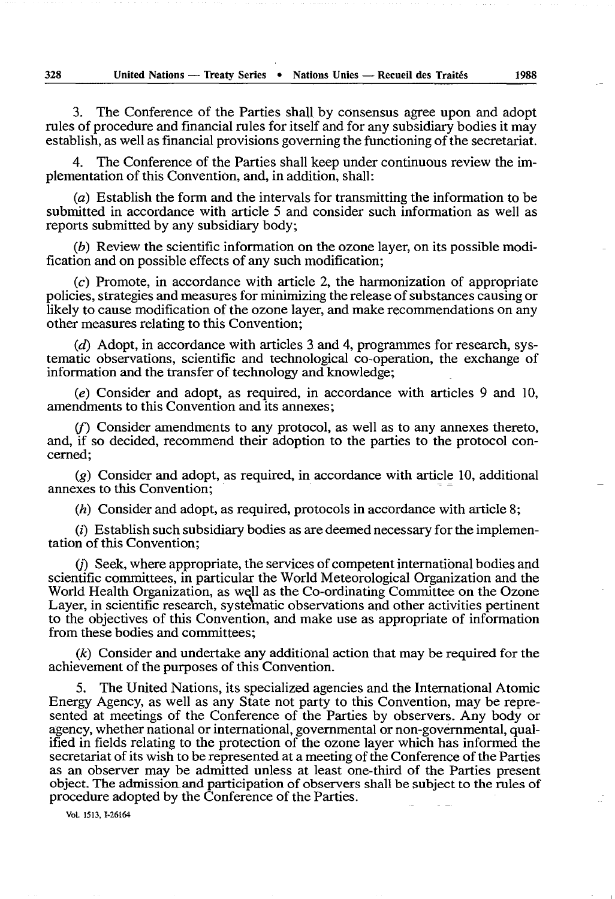3. The Conference of the Parties shall by consensus agree upon and adopt rules of procedure and financial rules for itself and for any subsidiary bodies it may establish, as well as financial provisions governing the functioning of the secretariat.

4. The Conference of the Parties shall keep under continuous review the implementation of this Convention, and, in addition, shall:

(*a*) Establish the form and the intervals for transmitting the information to be submitted in accordance with article 5 and consider such information as well as reports submitted by any subsidiary body;

(*b*) Review the scientific information on the ozone layer, on its possible modification and on possible effects of any such modification;

(*c*) Promote, in accordance with article 2, the harmonization of appropriate policies, strategies and measures for minimizing the release of substances causing or likely to cause modification of the ozone layer, and make recommendations on any other measures relating to this Convention;

(*d*) Adopt, in accordance with articles 3 and 4, programmes for research, systematic observations, scientific and technological co-operation, the exchange of information and the transfer of technology and knowledge;

(*e*) Consider and adopt, as required, in accordance with articles 9 and 10, amendments to this Convention and its annexes;

(*f*) Consider amendments to any protocol, as well as to any annexes thereto, and, if so decided, recommend their adoption to the parties to the protocol concerned;

(*g*) Consider and adopt, as required, in accordance with article 10, additional annexes to this Convention;

(*h*) Consider and adopt, as required, protocols in accordance with article 8;

(*i*) Establish such subsidiary bodies as are deemed necessary for the implementation of this Convention;

(*j*) Seek, where appropriate, the services of competent international bodies and scientific committees, in particular the World Meteorological Organization and the World Health Organization, as well as the Co-ordinating Committee on the Ozone Layer, in scientific research, systematic observations and other activities pertinent to the objectives of this Convention, and make use as appropriate of information from these bodies and committees;

(*k*) Consider and undertake any additional action that may be required for the achievement of the purposes of this Convention.

5. The United Nations, its specialized agencies and the International Atomic Energy Agency, as well as any State not party to this Convention, may be represented at meetings of the Conference of the Parties by observers. Any body or agency, whether national or international, governmental or non-governmental, qualified in fields relating to the protection of the ozone layer which has informed the secretariat of its wish to be represented at a meeting of the Conference of the Parties as an observer may be admitted unless at least one-third of the Parties present object. The admission and participation of observers shall be subject to the rules of procedure adopted by the Conference of the Parties.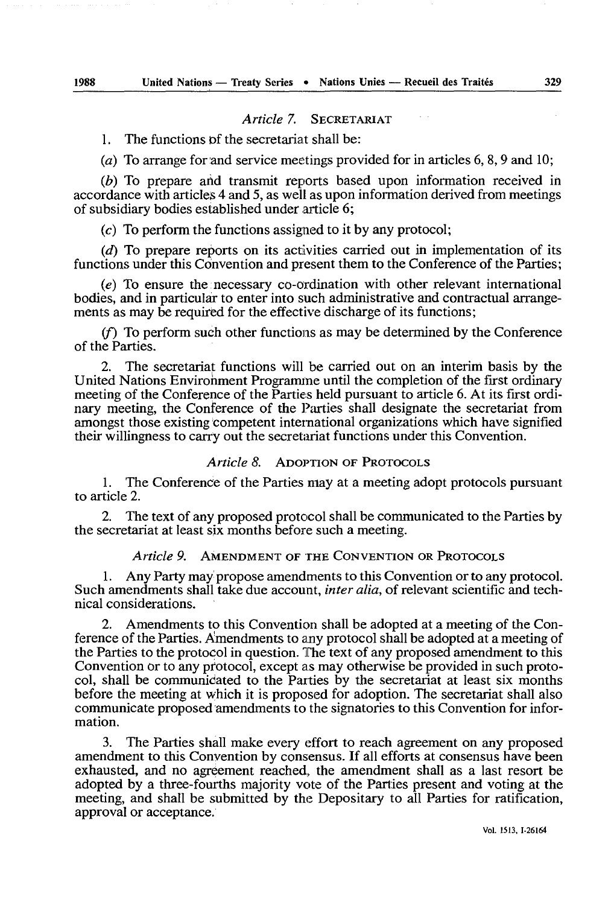### *Article 7.* SECRETARIAT

1. The functions of the secretariat shall be:

(*a*) To arrange for and service meetings provided for in articles 6, 8, 9 and 10;

(*b*) To prepare and transmit reports based upon information received in accordance with articles 4 and 5, as well as upon information derived from meetings of subsidiary bodies established under article 6;

(*c*) To perform the functions assigned to it by any protocol;

(*d*) To prepare reports on its activities carried out in implementation of its functions under this Convention and present them to the Conference of the Parties;

(*e*) To ensure the necessary co-ordination with other relevant international bodies, and in particular to enter into such administrative and contractual arrangements as may be required for the effective discharge of its functions;

(*f*) To perform such other functions as may be determined by the Conference of the Parties.

2. The secretariat functions will be carried out on an interim basis by the United Nations Environment Programme until the completion of the first ordinary meeting of the Conference of the Parties held pursuant to article 6. At its first ordinary meeting, the Conference of the Parties shall designate the secretariat from amongst those existing competent international organizations which have signified their willingness to carry out the secretariat functions under this Convention.

### *Article 8.* ADOPTION OF PROTOCOLS

1. The Conference of the Parties may at a meeting adopt protocols pursuant to article 2.

2. The text of any proposed protocol shall be communicated to the Parties by the secretariat at least six months before such a meeting.

### *Article 9.* AMENDMENT OF THE CONVENTION OR PROTOCOLS

1. Any Party may propose amendments to this Convention or to any protocol. Such amendments shall take due account, *inter alia*, of relevant scientific and technical considerations.

2. Amendments to this Convention shall be adopted at a meeting of the Conference of the Parties. Amendments to any protocol shall be adopted at a meeting of the Parties to the protocol in question. The text of any proposed amendment to this Convention or to any protocol, except as may otherwise be provided in such protocol, shall be communicated to the Parties by the secretariat at least six months before the meeting at which it is proposed for adoption. The secretariat shall also communicate proposed amendments to the signatories to this Convention for information.

3. The Parties shall make every effort to reach agreement on any proposed amendment to this Convention by consensus. If all efforts at consensus have been exhausted, and no agreement reached, the amendment shall as a last resort be adopted by a three-fourths majority vote of the Parties present and voting at the meeting, and shall be submitted by the Depositary to all Parties for ratification, approval or acceptance.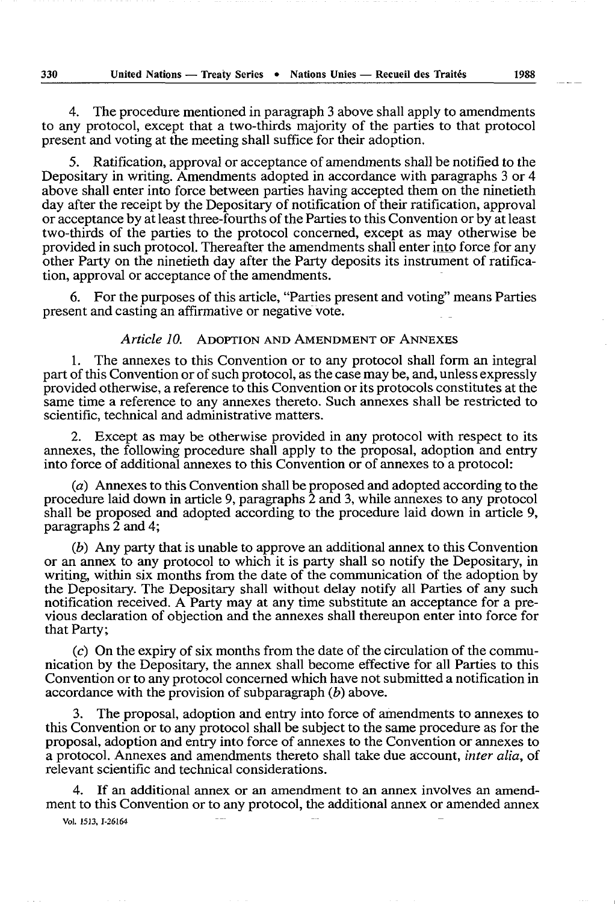4. The procedure mentioned in paragraph 3 above shall apply to amendments to any protocol, except that a two-thirds majority of the parties to that protocol present and voting at the meeting shall suffice for their adoption.

5. Ratification, approval or acceptance of amendments shall be notified to the Depositary in writing. Amendments adopted in accordance with paragraphs 3 or 4 above shall enter into force between parties having accepted them on the ninetieth day after the receipt by the Depositary of notification of their ratification, approval or acceptance by at least three-fourths of the Parties to this Convention or by at least two-thirds of the parties to the protocol concerned, except as may otherwise be provided in such protocol. Thereafter the amendments shall enter into force for any other Party on the ninetieth day after the Party deposits its instrument of ratification, approval or acceptance of the amendments.

6. For the purposes of this article, "Parties present and voting" means Parties present and casting an affirmative or negative vote.

### *Article 10.* ADOPTION AND AMENDMENT OF ANNEXES

1. The annexes to this Convention or to any protocol shall form an integral part of this Convention or of such protocol, as the case may be, and, unless expressly provided otherwise, a reference to this Convention or its protocols constitutes at the same time a reference to any annexes thereto. Such annexes shall be restricted to scientific, technical and administrative matters.

2. Except as may be otherwise provided in any protocol with respect to its annexes, the following procedure shall apply to the proposal, adoption and entry into force of additional annexes to this Convention or of annexes to a protocol:

(*a*) Annexes to this Convention shall be proposed and adopted according to the procedure laid down in article 9, paragraphs 2 and 3, while annexes to any protocol shall be proposed and adopted according to the procedure laid down in article 9, paragraphs 2 and 4;

(*b*) Any party that is unable to approve an additional annex to this Convention or an annex to any protocol to which it is party shall so notify the Depositary, in writing, within six months from the date of the communication of the adoption by the Depositary. The Depositary shall without delay notify all Parties of any such notification received. A Party may at any time substitute an acceptance for a previous declaration of objection and the annexes shall thereupon enter into force for that Party;

(*c*) On the expiry of six months from the date of the circulation of the communication by the Depositary, the annex shall become effective for all Parties to this Convention or to any protocol concerned which have not submitted a notification in accordance with the provision of subparagraph (*b*) above.

3. The proposal, adoption and entry into force of amendments to annexes to this Convention or to any protocol shall be subject to the same procedure as for the proposal, adoption and entry into force of annexes to the Convention or annexes to a protocol. Annexes and amendments thereto shall take due account, *inter alia*, of relevant scientific and technical considerations.

4. If an additional annex or an amendment to an annex involves an amendment to this Convention or to any protocol, the additional annex or amended annex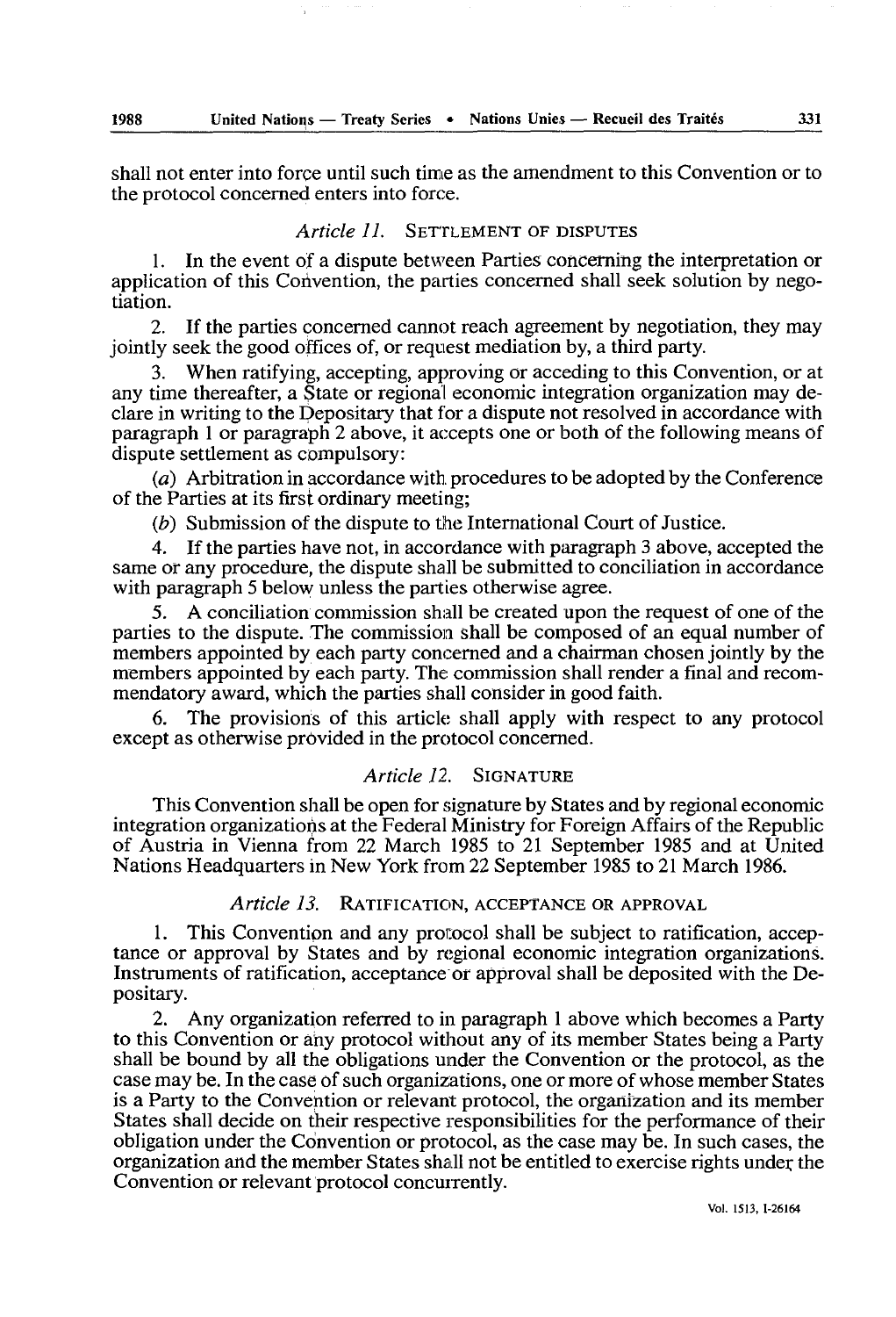shall not enter into force until such time as the amendment to this Convention or to the protocol concerned enters into force.

### *Article 11.* SETTLEMENT OF DISPUTES

1. In the event of a dispute between Parties concerning the interpretation or application of this Convention, the parties concerned shall seek solution by negotiation.

2. If the parties concerned cannot reach agreement by negotiation, they may jointly seek the good offices of, or request mediation by, a third party.

3. When ratifying, accepting, approving or acceding to this Convention, or at any time thereafter, a State or regional economic integration organization may declare in writing to the Depositary that for a dispute not resolved in accordance with paragraph 1 or paragraph 2 above, it accepts one or both of the following means of dispute settlement as compulsory:

(*a*) Arbitration in accordance with procedures to be adopted by the Conference of the Parties at its first ordinary meeting;

(*b*) Submission of the dispute to the International Court of Justice.

4. If the parties have not, in accordance with paragraph 3 above, accepted the same or any procedure, the dispute shall be submitted to conciliation in accordance with paragraph 5 below unless the parties otherwise agree.

5. A conciliation commission shall be created upon the request of one of the parties to the dispute. The commission shall be composed of an equal number of members appointed by each party concerned and a chairman chosen jointly by the members appointed by each party. The commission shall render a final and recommendatory award, which the parties shall consider in good faith.

6. The provisions of this article shall apply with respect to any protocol except as otherwise provided in the protocol concerned.

### *Article 12.* SIGNATURE

This Convention shall be open for signature by States and by regional economic integration organizations at the Federal Ministry for Foreign Affairs of the Republic of Austria in Vienna from 22 March 1985 to 21 September 1985 and at United Nations Headquarters in New York from 22 September 1985 to 21 March 1986.

### *Article 13.* RATIFICATION, ACCEPTANCE OR APPROVAL

1. This Convention and any protocol shall be subject to ratification, acceptance or approval by States and by regional economic integration organizations. Instruments of ratification, acceptance or approval shall be deposited with the Depositary.

2. Any organization referred to in paragraph 1 above which becomes a Party to this Convention or any protocol without any of its member States being a Party shall be bound by all the obligations under the Convention or the protocol, as the case may be. In the case of such organizations, one or more of whose member States is a Party to the Convention or relevant protocol, the organization and its member States shall decide on their respective responsibilities for the performance of their obligation under the Convention or protocol, as the case may be. In such cases, the organization and the member States shall not be entitled to exercise rights under the Convention or relevant protocol concurrently.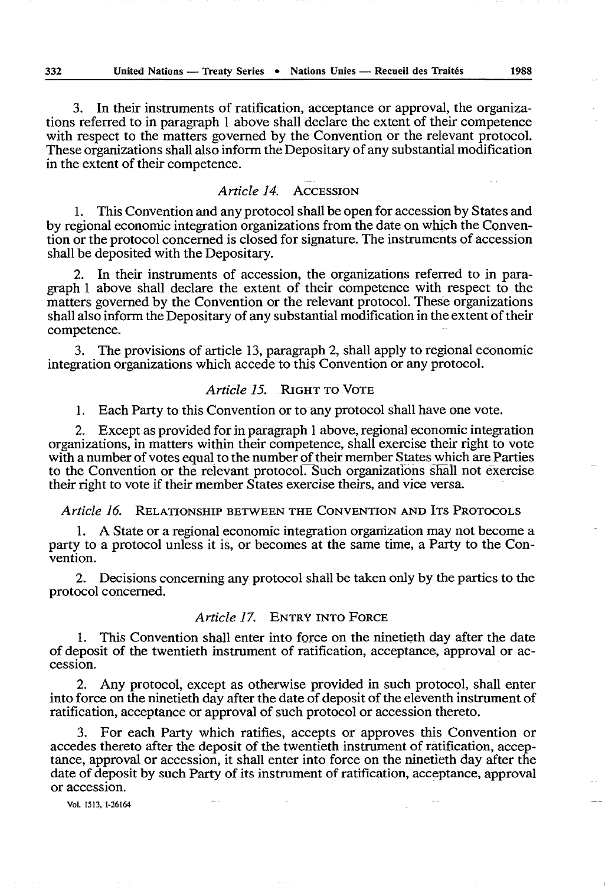3. In their instruments of ratification, acceptance or approval, the organizations referred to in paragraph 1 above shall declare the extent of their competence with respect to the matters governed by the Convention or the relevant protocol. These organizations shall also inform the Depositary of any substantial modification in the extent of their competence.

### *Article 14.* ACCESSION

1. This Convention and any protocol shall be open for accession by States and by regional economic integration organizations from the date on which the Convention or the protocol concerned is closed for signature. The instruments of accession shall be deposited with the Depositary.

2. In their instruments of accession, the organizations referred to in paragraph 1 above shall declare the extent of their competence with respect to the matters governed by the Convention or the relevant protocol. These organizations shall also inform the Depositary of any substantial modification in the extent of their competence.

3. The provisions of article 13, paragraph 2, shall apply to regional economic integration organizations which accede to this Convention or any protocol.

### *Article 15.* RIGHT TO VOTE

1. Each Party to this Convention or to any protocol shall have one vote.

2. Except as provided for in paragraph 1 above, regional economic integration organizations, in matters within their competence, shall exercise their right to vote with a number of votes equal to the number of their member States which are Parties to the Convention or the relevant protocol. Such organizations shall not exercise their right to vote if their member States exercise theirs, and vice versa.

### *Article 16.* RELATIONSHIP BETWEEN THE CONVENTION AND ITS PROTOCOLS

1. A State or a regional economic integration organization may not become a party to a protocol unless it is, or becomes at the same time, a Party to the Convention.

2. Decisions concerning any protocol shall be taken only by the parties to the protocol concerned.

### *Article 17.* ENTRY INTO FORCE

1. This Convention shall enter into force on the ninetieth day after the date of deposit of the twentieth instrument of ratification, acceptance, approval or accession.

2. Any protocol, except as otherwise provided in such protocol, shall enter into force on the ninetieth day after the date of deposit of the eleventh instrument of ratification, acceptance or approval of such protocol or accession thereto.

3. For each Party which ratifies, accepts or approves this Convention or accedes thereto after the deposit of the twentieth instrument of ratification, acceptance, approval or accession, it shall enter into force on the ninetieth day after the date of deposit by such Party of its instrument of ratification, acceptance, approval or accession.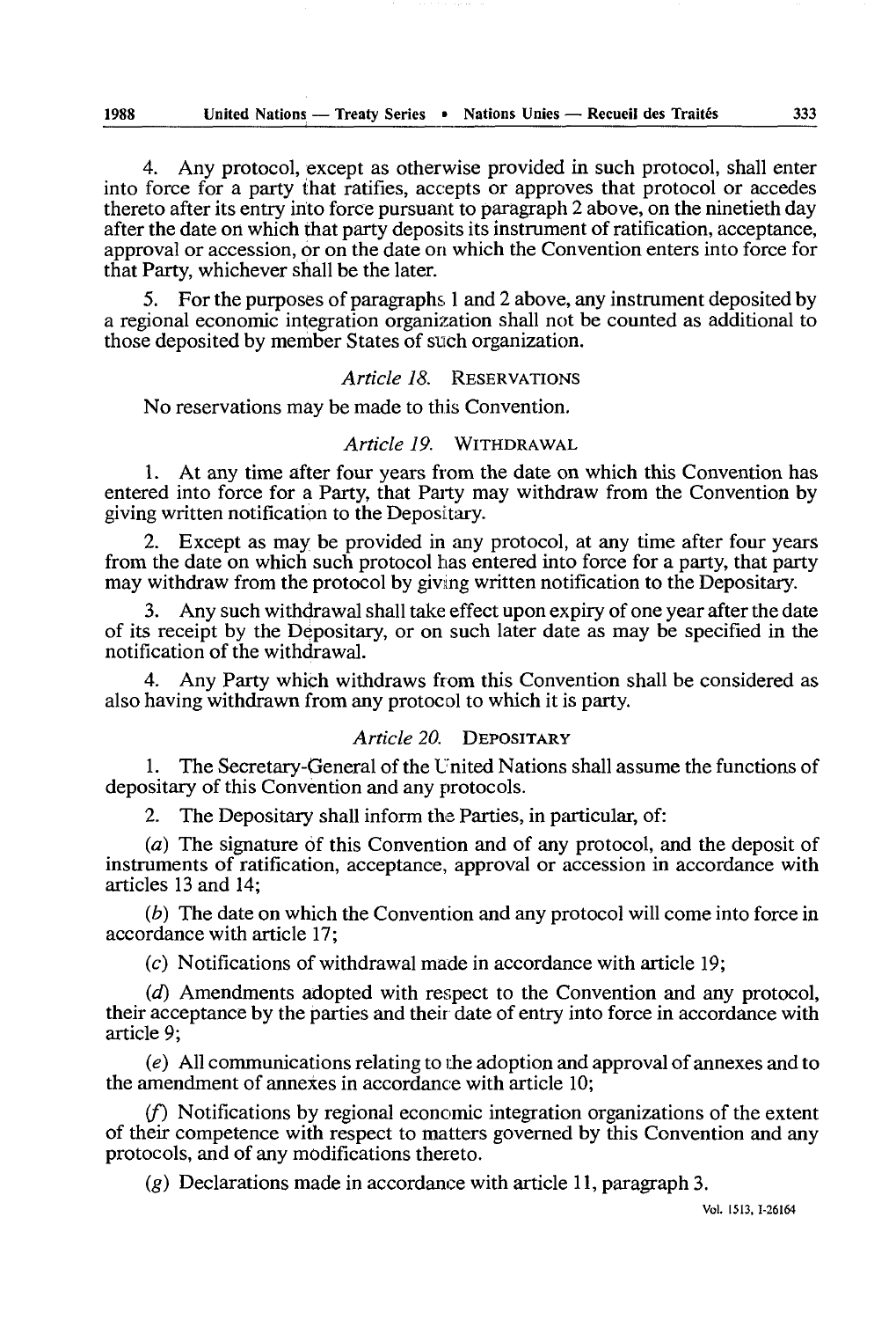4. Any protocol, except as otherwise provided in such protocol, shall enter into force for a party that ratifies, accepts or approves that protocol or accedes thereto after its entry into force pursuant to paragraph 2 above, on the ninetieth day after the date on which that party deposits its instrument of ratification, acceptance, approval or accession, or on the date on which the Convention enters into force for that Party, whichever shall be the later.

5. For the purposes of paragraphs 1 and 2 above, any instrument deposited by a regional economic integration organization shall not be counted as additional to those deposited by member States of such organization.

### *Article 18.* RESERVATIONS

No reservations may be made to this Convention.

### *Article 19.* WITHDRAWAL

1. At any time after four years from the date on which this Convention has entered into force for a Party, that Party may withdraw from the Convention by giving written notification to the Depositary.

2. Except as may be provided in any protocol, at any time after four years from the date on which such protocol has entered into force for a party, that party may withdraw from the protocol by giving written notification to the Depositary.

3. Any such withdrawal shall take effect upon expiry of one year after the date of its receipt by the Depositary, or on such later date as may be specified in the notification of the withdrawal.

4. Any Party which withdraws from this Convention shall be considered as also having withdrawn from any protocol to which it is party.

### *Article 20.* DEPOSITARY

1. The Secretary-General of the United Nations shall assume the functions of depositary of this Convention and any protocols.

2. The Depositary shall inform the Parties, in particular, of:

(*a*) The signature of this Convention and of any protocol, and the deposit of instruments of ratification, acceptance, approval or accession in accordance with articles 13 and 14;

(*b*) The date on which the Convention and any protocol will come into force in accordance with article 17;

(*c*) Notifications of withdrawal made in accordance with article 19;

(*d*) Amendments adopted with respect to the Convention and any protocol, their acceptance by the parties and their date of entry into force in accordance with article 9;

(*e*) All communications relating to the adoption and approval of annexes and to the amendment of annexes in accordance with article 10;

(*f*) Notifications by regional economic integration organizations of the extent of their competence with respect to matters governed by this Convention and any protocols, and of any modifications thereto.

(*g*) Declarations made in accordance with article 11, paragraph 3.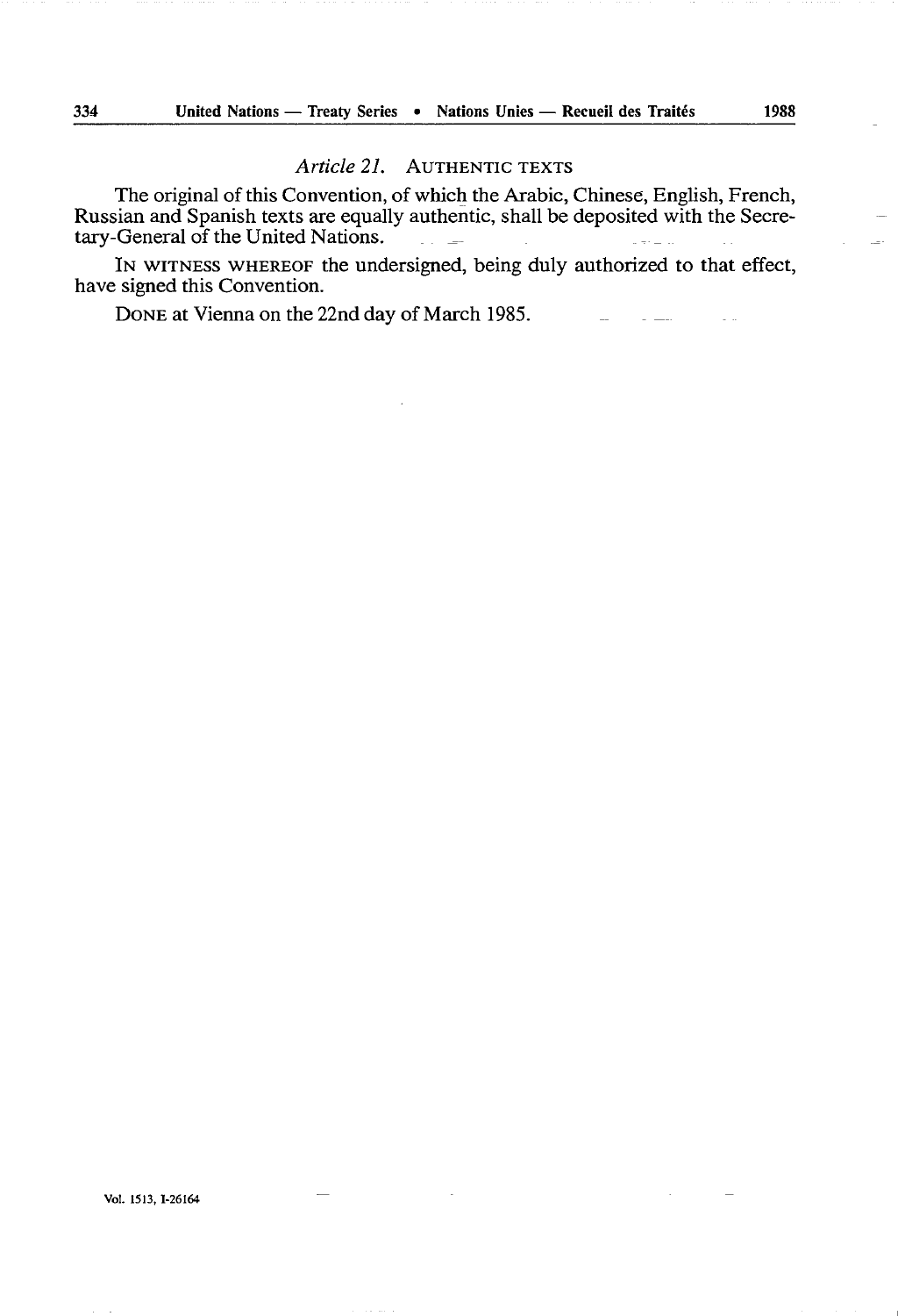### *Article 21.* AUTHENTIC TEXTS

The original of this Convention, of which the Arabic, Chinese, English, French, Russian and Spanish texts are equally authentic, shall be deposited with the Secretary-General of the United Nations.

IN WITNESS WHEREOF the undersigned, being duly authorized to that effect, have signed this Convention.

DONE at Vienna on the 22nd day of March 1985.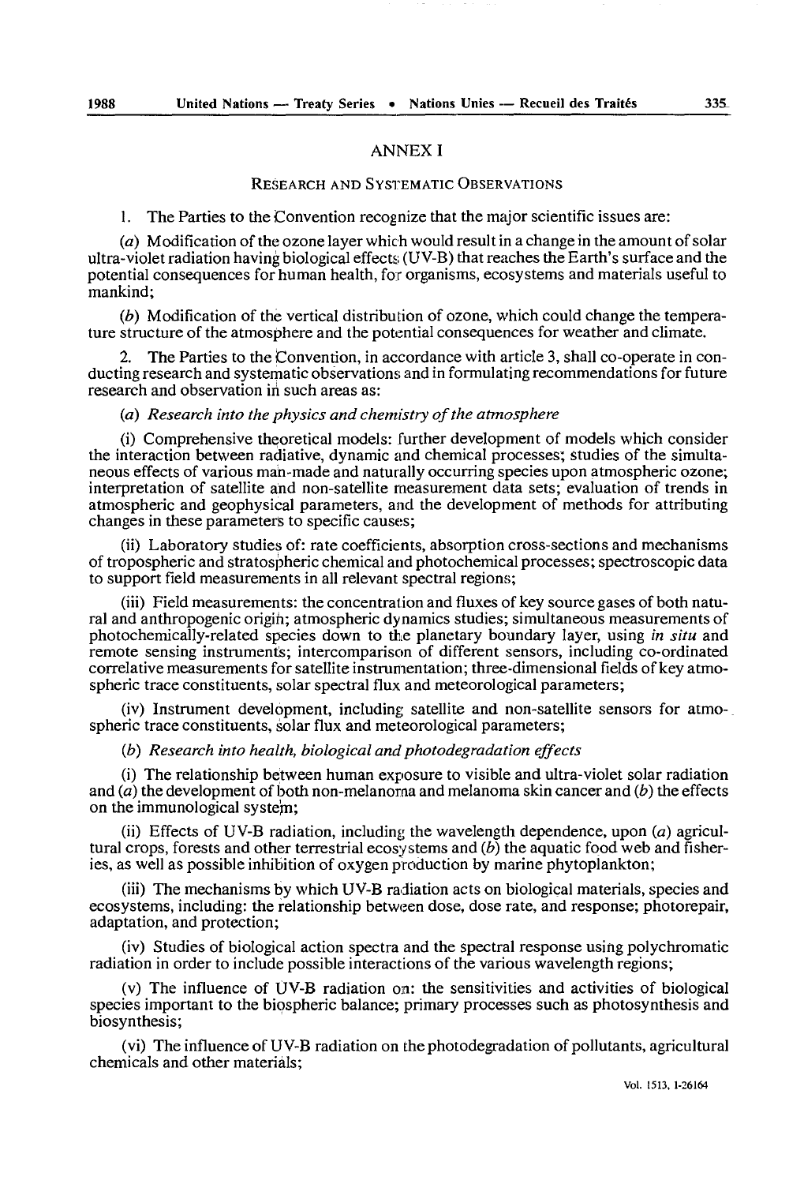## ANNEX I

### RESEARCH AND SYSTEMATIC OBSERVATIONS

1. The Parties to the Convention recognize that the major scientific issues are:

(*a*) Modification of the ozone layer which would result in a change in the amount of solar ultra-violet radiation having biological effects (UV-B) that reaches the Earth's surface and the potential consequences for human health, for organisms, ecosystems and materials useful to mankind;

(*b*) Modification of the vertical distribution of ozone, which could change the temperature structure of the atmosphere and the potential consequences for weather and climate.

2. The Parties to the Convention, in accordance with article 3, shall co-operate in conducting research and systematic observations and in formulating recommendations for future research and observation in such areas as:

(*a*) *Research into the physics and chemistry of the atmosphere*

(i) Comprehensive theoretical models: further development of models which consider the interaction between radiative, dynamic and chemical processes; studies of the simultaneous effects of various man-made and naturally occurring species upon atmospheric ozone; interpretation of satellite and non-satellite measurement data sets; evaluation of trends in atmospheric and geophysical parameters, and the development of methods for attributing changes in these parameters to specific causes;

(ii) Laboratory studies of: rate coefficients, absorption cross-sections and mechanisms of tropospheric and stratospheric chemical and photochemical processes; spectroscopic data to support field measurements in all relevant spectral regions;

(iii) Field measurements: the concentration and fluxes of key source gases of both natural and anthropogenic origin; atmospheric dynamics studies; simultaneous measurements of photochemically-related species down to the planetary boundary layer, using *in situ* and remote sensing instruments; intercomparison of different sensors, including co-ordinated correlative measurements for satellite instrumentation; three-dimensional fields of key atmospheric trace constituents, solar spectral flux and meteorological parameters;

(iv) Instrument development, including satellite and non-satellite sensors for atmospheric trace constituents, solar flux and meteorological parameters;

(*b*) *Research into health, biological and photodegradation effects*

(i) The relationship between human exposure to visible and ultra-violet solar radiation and (*a*) the development of both non-melanoma and melanoma skin cancer and (*b*) the effects on the immunological system;

(ii) Effects of UV-B radiation, including the wavelength dependence, upon (*a*) agricultural crops, forests and other terrestrial ecosystems and (*b*) the aquatic food web and fisheries, as well as possible inhibition of oxygen production by marine phytoplankton;

(iii) The mechanisms by which UV-B radiation acts on biological materials, species and ecosystems, including: the relationship between dose, dose rate, and response; photorepair, adaptation, and protection;

(iv) Studies of biological action spectra and the spectral response using polychromatic radiation in order to include possible interactions of the various wavelength regions;

(v) The influence of UV-B radiation on: the sensitivities and activities of biological species important to the biospheric balance; primary processes such as photosynthesis and biosynthesis;

(vi) The influence of UV-B radiation on the photodegradation of pollutants, agricultural chemicals and other materials;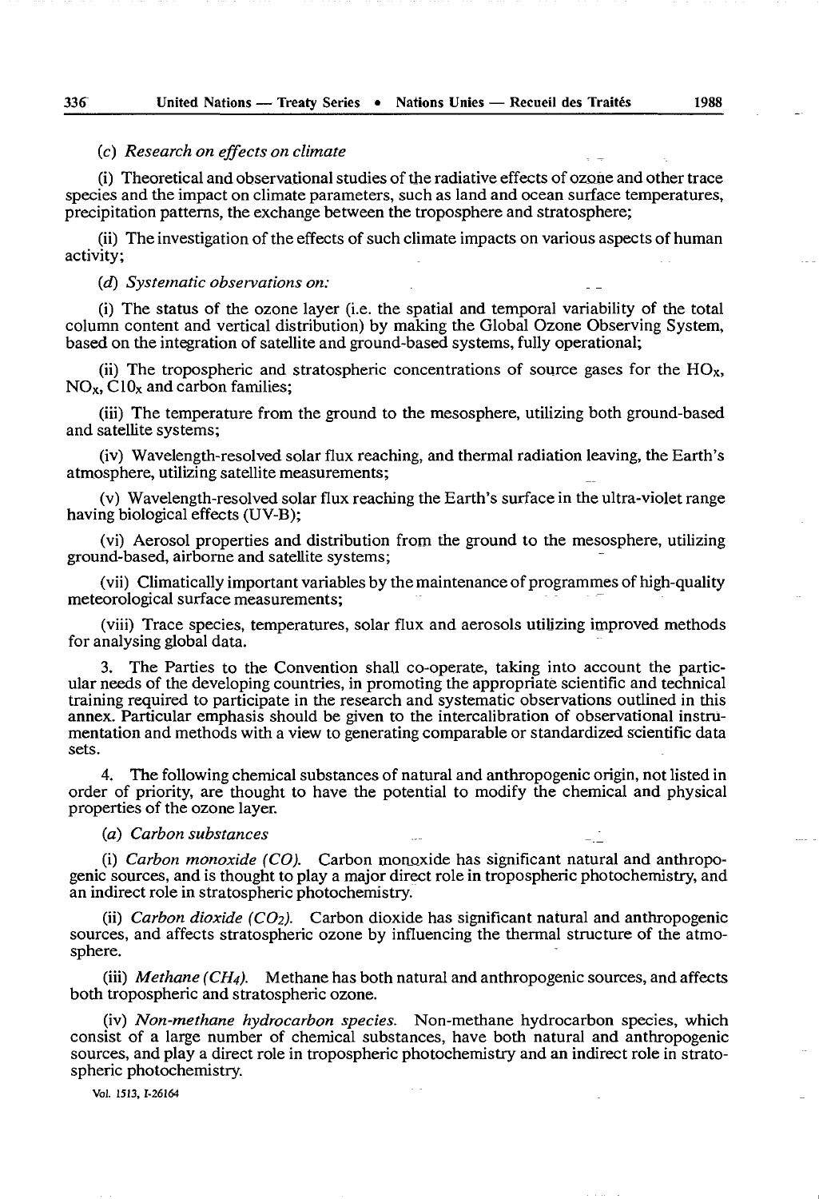(*c*) *Research on effects on climate*

(i) Theoretical and observational studies of the radiative effects of ozone and other trace species and the impact on climate parameters, such as land and ocean surface temperatures, precipitation patterns, the exchange between the troposphere and stratosphere;

(ii) The investigation of the effects of such climate impacts on various aspects of human activity;

(*d*) *Systematic observations on:*

(i) The status of the ozone layer (i.e. the spatial and temporal variability of the total column content and vertical distribution) by making the Global Ozone Observing System, based on the integration of satellite and ground-based systems, fully operational;

(ii) The tropospheric and stratospheric concentrations of source gases for the $HO_x$, $NO_x$, $Cl0_x$ and carbon families;

(iii) The temperature from the ground to the mesosphere, utilizing both ground-based and satellite systems;

(iv) Wavelength-resolved solar flux reaching, and thermal radiation leaving, the Earth's atmosphere, utilizing satellite measurements;

(v) Wavelength-resolved solar flux reaching the Earth's surface in the ultra-violet range having biological effects (UV-B);

(vi) Aerosol properties and distribution from the ground to the mesosphere, utilizing ground-based, airborne and satellite systems;

(vii) Climatically important variables by the maintenance of programmes of high-quality meteorological surface measurements;

(viii) Trace species, temperatures, solar flux and aerosols utilizing improved methods for analysing global data.

3. The Parties to the Convention shall co-operate, taking into account the particular needs of the developing countries, in promoting the appropriate scientific and technical training required to participate in the research and systematic observations outlined in this annex. Particular emphasis should be given to the intercalibration of observational instrumentation and methods with a view to generating comparable or standardized scientific data sets.

4. The following chemical substances of natural and anthropogenic origin, not listed in order of priority, are thought to have the potential to modify the chemical and physical properties of the ozone layer.

(*a*) *Carbon substances*

(i) *Carbon monoxide (CO).* Carbon monoxide has significant natural and anthropogenic sources, and is thought to play a major direct role in tropospheric photochemistry, and an indirect role in stratospheric photochemistry.

(ii) *Carbon dioxide ($CO_2$).* Carbon dioxide has significant natural and anthropogenic sources, and affects stratospheric ozone by influencing the thermal structure of the atmosphere.

(iii) *Methane ($CH_4$).* Methane has both natural and anthropogenic sources, and affects both tropospheric and stratospheric ozone.

(iv) *Non-methane hydrocarbon species.* Non-methane hydrocarbon species, which consist of a large number of chemical substances, have both natural and anthropogenic sources, and play a direct role in tropospheric photochemistry and an indirect role in stratospheric photochemistry.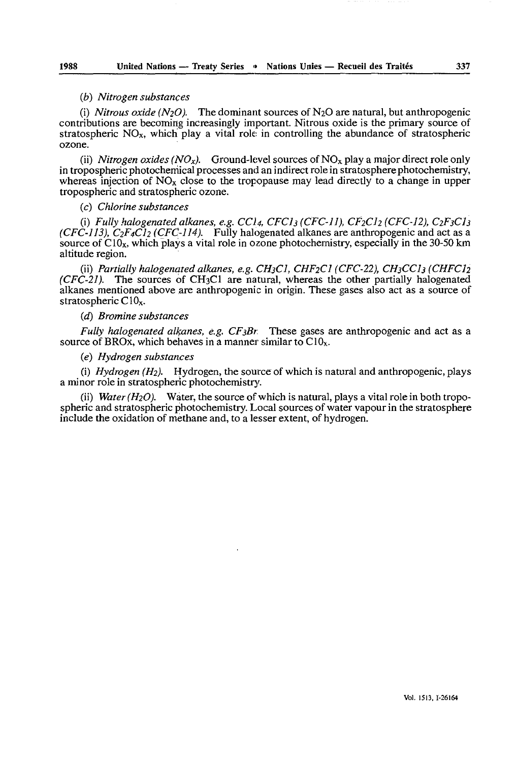*(b) Nitrogen substances*

(i) *Nitrous oxide ($N_2O$).* The dominant sources of $N_2O$ are natural, but anthropogenic contributions are becoming increasingly important. Nitrous oxide is the primary source of stratospheric $NO_x$, which play a vital role in controlling the abundance of stratospheric ozone.

(ii) *Nitrogen oxides ($NO_x$).* Ground-level sources of $NO_x$ play a major direct role only in tropospheric photochemical processes and an indirect role in stratosphere photochemistry, whereas injection of $NO_x$ close to the tropopause may lead directly to a change in upper tropospheric and stratospheric ozone.

*(c) Chlorine substances*

(i) *Fully halogenated alkanes, e.g. $CCl_4$, $CFCl_3$ (CFC-11), $CF_2Cl_2$ (CFC-12), $C_2F_3Cl_3$ (CFC-113), $C_2F_4Cl_2$ (CFC-114).* Fully halogenated alkanes are anthropogenic and act as a source of $ClO_x$, which plays a vital role in ozone photochemistry, especially in the 30-50 km altitude region.

(ii) *Partially halogenated alkanes, e.g. $CH_3Cl$, $CHF_2Cl$ (CFC-22), $CH_3CCl_3$ ($CHFCl_2$ (CFC-21).* The sources of $CH_3Cl$ are natural, whereas the other partially halogenated alkanes mentioned above are anthropogenic in origin. These gases also act as a source of stratospheric $ClO_x$.

*(d) Bromine substances*

*Fully halogenated alkanes, e.g. $CF_3Br$.* These gases are anthropogenic and act as a source of BROx, which behaves in a manner similar to $ClO_x$.

*(e) Hydrogen substances*

(i) *Hydrogen ($H_2$).* Hydrogen, the source of which is natural and anthropogenic, plays a minor role in stratospheric photochemistry.

(ii) *Water ($H_2O$).* Water, the source of which is natural, plays a vital role in both tropospheric and stratospheric photochemistry. Local sources of water vapour in the stratosphere include the oxidation of methane and, to a lesser extent, of hydrogen.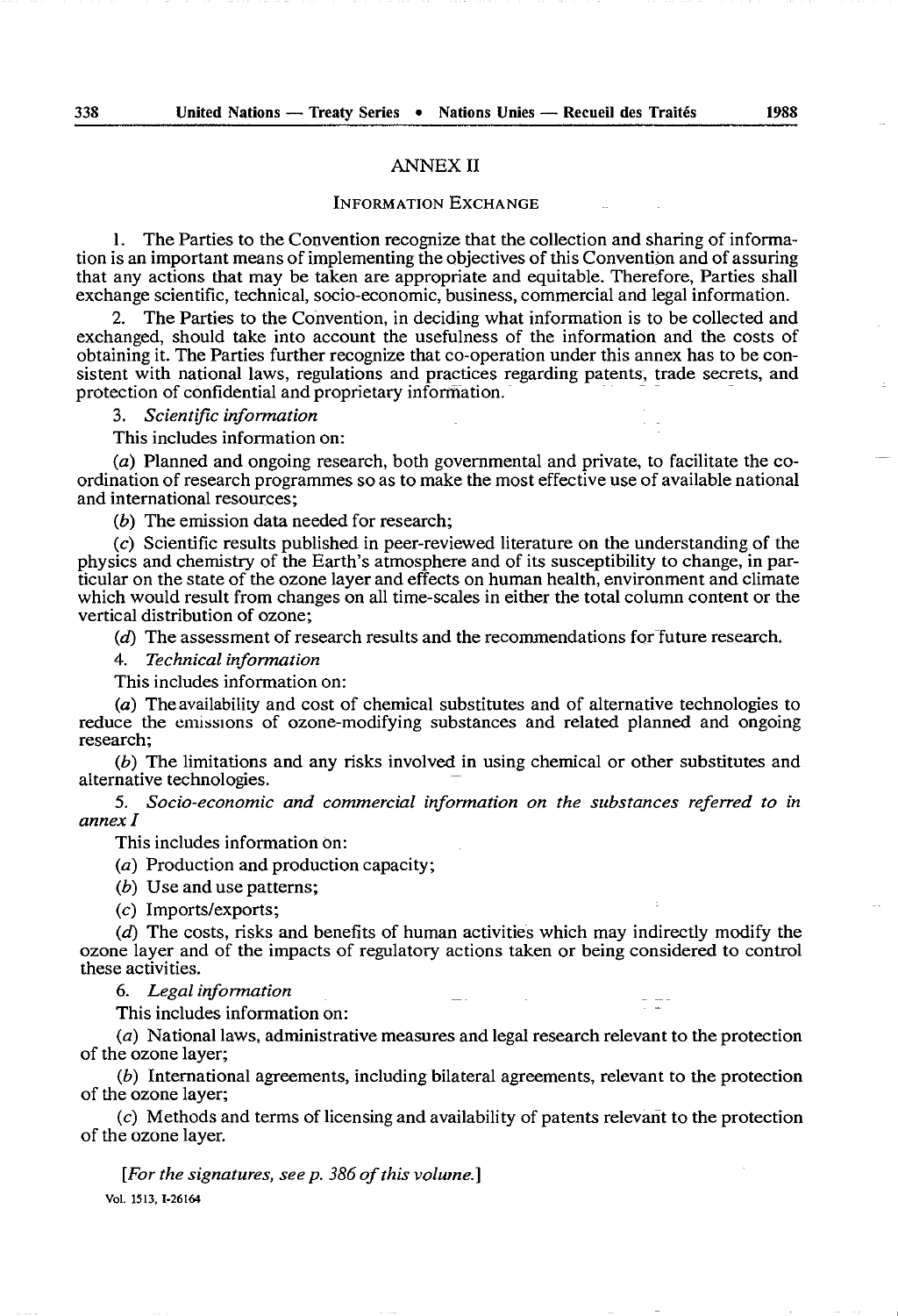## ANNEX II

### Information Exchange

1. The Parties to the Convention recognize that the collection and sharing of information is an important means of implementing the objectives of this Convention and of assuring that any actions that may be taken are appropriate and equitable. Therefore, Parties shall exchange scientific, technical, socio-economic, business, commercial and legal information.

2. The Parties to the Convention, in deciding what information is to be collected and exchanged, should take into account the usefulness of the information and the costs of obtaining it. The Parties further recognize that co-operation under this annex has to be consistent with national laws, regulations and practices regarding patents, trade secrets, and protection of confidential and proprietary information.

3. *Scientific information*

This includes information on:

(*a*) Planned and ongoing research, both governmental and private, to facilitate the co-ordination of research programmes so as to make the most effective use of available national and international resources;

(*b*) The emission data needed for research;

(*c*) Scientific results published in peer-reviewed literature on the understanding of the physics and chemistry of the Earth's atmosphere and of its susceptibility to change, in particular on the state of the ozone layer and effects on human health, environment and climate which would result from changes on all time-scales in either the total column content or the vertical distribution of ozone;

(*d*) The assessment of research results and the recommendations for future research.

4. *Technical information*

This includes information on:

(*a*) The availability and cost of chemical substitutes and of alternative technologies to reduce the emissions of ozone-modifying substances and related planned and ongoing research;

(*b*) The limitations and any risks involved in using chemical or other substitutes and alternative technologies.

5. *Socio-economic and commercial information on the substances referred to in annex I*

This includes information on:

(*a*) Production and production capacity;

(*b*) Use and use patterns;

(*c*) Imports/exports;

(*d*) The costs, risks and benefits of human activities which may indirectly modify the ozone layer and of the impacts of regulatory actions taken or being considered to control these activities.

6. *Legal information*

This includes information on:

(*a*) National laws, administrative measures and legal research relevant to the protection of the ozone layer;

(*b*) International agreements, including bilateral agreements, relevant to the protection of the ozone layer;

(*c*) Methods and terms of licensing and availability of patents relevant to the protection of the ozone layer.

[*For the signatures, see p. 386 of this volume.*]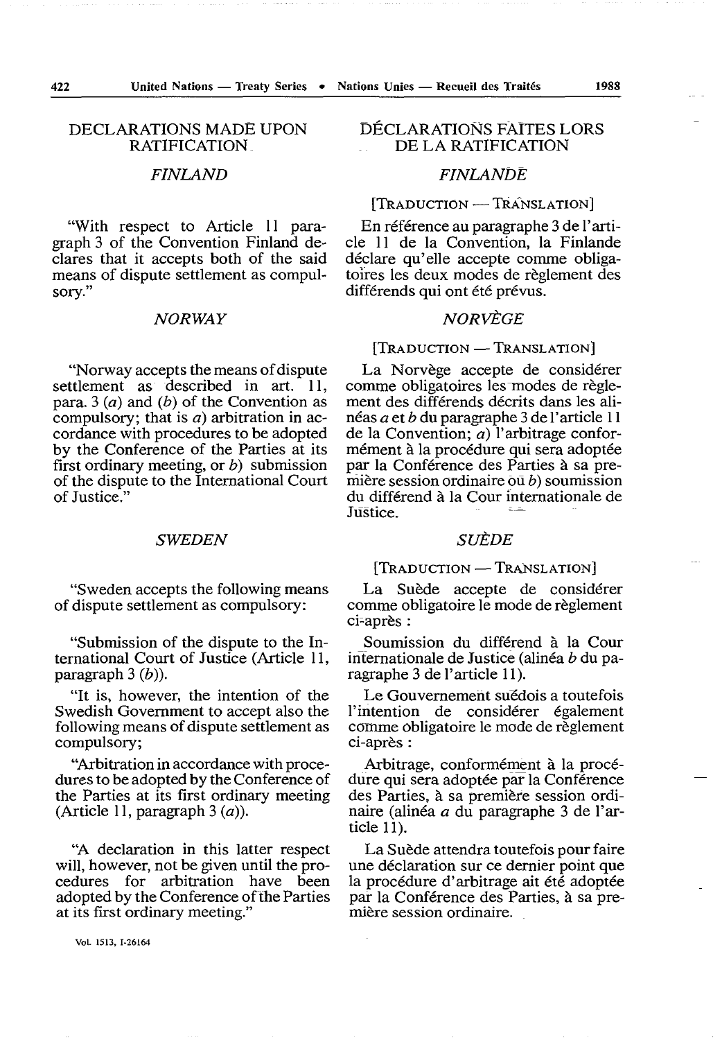## DECLARATIONS MADE UPON RATIFICATION

### *FINLAND*

"With respect to Article 11 paragraph 3 of the Convention Finland declares that it accepts both of the said means of dispute settlement as compulsory."

### *NORWAY*

"Norway accepts the means of dispute settlement as described in art. 11, para. 3 (*a*) and (*b*) of the Convention as compulsory; that is *a*) arbitration in accordance with procedures to be adopted by the Conference of the Parties at its first ordinary meeting, or *b*) submission of the dispute to the International Court of Justice."

### *SWEDEN*

"Sweden accepts the following means of dispute settlement as compulsory:

"Submission of the dispute to the International Court of Justice (Article 11, paragraph 3 (*b*)).

"It is, however, the intention of the Swedish Government to accept also the following means of dispute settlement as compulsory;

"Arbitration in accordance with procedures to be adopted by the Conference of the Parties at its first ordinary meeting (Article 11, paragraph 3 (*a*)).

"A declaration in this latter respect will, however, not be given until the procedures for arbitration have been adopted by the Conference of the Parties at its first ordinary meeting."

## DÉCLARATIONS FAITES LORS DE LA RATIFICATION

### *FINLANDE*

[TRADUCTION — TRANSLATION]

En référence au paragraphe 3 de l'article 11 de la Convention, la Finlande déclare qu'elle accepte comme obligatoires les deux modes de règlement des différends qui ont été prévus.

### *NORVÈGE*

[TRADUCTION — TRANSLATION]

La Norvège accepte de considérer comme obligatoires les modes de règlement des différends décrits dans les alinéas *a* et *b* du paragraphe 3 de l'article 11 de la Convention; *a*) l'arbitrage conformément à la procédure qui sera adoptée par la Conférence des Parties à sa première session ordinaire ou *b*) soumission du différend à la Cour internationale de Justice.

### *SUÈDE*

[TRADUCTION — TRANSLATION]

La Suède accepte de considérer comme obligatoire le mode de règlement ci-après :

Soumission du différend à la Cour internationale de Justice (alinéa *b* du paragraphe 3 de l'article 11).

Le Gouvernement suédois a toutefois l'intention de considérer également comme obligatoire le mode de règlement ci-après :

Arbitrage, conformément à la procédure qui sera adoptée par la Conférence des Parties, à sa première session ordinaire (alinéa *a* du paragraphe 3 de l'article 11).

La Suède attendra toutefois pour faire une déclaration sur ce dernier point que la procédure d'arbitrage ait été adoptée par la Conférence des Parties, à sa première session ordinaire.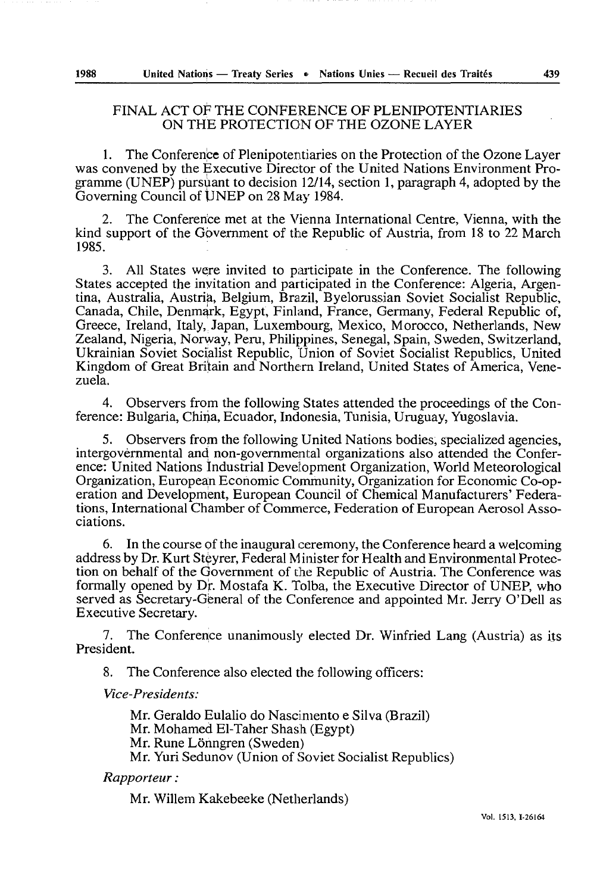# FINAL ACT OF THE CONFERENCE OF PLENIPOTENTIARIES ON THE PROTECTION OF THE OZONE LAYER

1. The Conference of Plenipotentiaries on the Protection of the Ozone Layer was convened by the Executive Director of the United Nations Environment Programme (UNEP) pursuant to decision 12/14, section 1, paragraph 4, adopted by the Governing Council of UNEP on 28 May 1984.

2. The Conference met at the Vienna International Centre, Vienna, with the kind support of the Government of the Republic of Austria, from 18 to 22 March 1985.

3. All States were invited to participate in the Conference. The following States accepted the invitation and participated in the Conference: Algeria, Argentina, Australia, Austria, Belgium, Brazil, Byelorussian Soviet Socialist Republic, Canada, Chile, Denmark, Egypt, Finland, France, Germany, Federal Republic of, Greece, Ireland, Italy, Japan, Luxembourg, Mexico, Morocco, Netherlands, New Zealand, Nigeria, Norway, Peru, Philippines, Senegal, Spain, Sweden, Switzerland, Ukrainian Soviet Socialist Republic, Union of Soviet Socialist Republics, United Kingdom of Great Britain and Northern Ireland, United States of America, Venezuela.

4. Observers from the following States attended the proceedings of the Conference: Bulgaria, China, Ecuador, Indonesia, Tunisia, Uruguay, Yugoslavia.

5. Observers from the following United Nations bodies, specialized agencies, intergovernmental and non-governmental organizations also attended the Conference: United Nations Industrial Development Organization, World Meteorological Organization, European Economic Community, Organization for Economic Co-operation and Development, European Council of Chemical Manufacturers' Federations, International Chamber of Commerce, Federation of European Aerosol Associations.

6. In the course of the inaugural ceremony, the Conference heard a welcoming address by Dr. Kurt Steyrer, Federal Minister for Health and Environmental Protection on behalf of the Government of the Republic of Austria. The Conference was formally opened by Dr. Mostafa K. Tolba, the Executive Director of UNEP, who served as Secretary-General of the Conference and appointed Mr. Jerry O'Dell as Executive Secretary.

7. The Conference unanimously elected Dr. Winfried Lang (Austria) as its President.

8. The Conference also elected the following officers:

*Vice-Presidents:*

Mr. Geraldo Eulalio do Nascimento e Silva (Brazil)
Mr. Mohamed El-Taher Shash (Egypt)
Mr. Rune Lönngren (Sweden)
Mr. Yuri Sedunov (Union of Soviet Socialist Republics)

*Rapporteur :*

Mr. Willem Kakebeeke (Netherlands)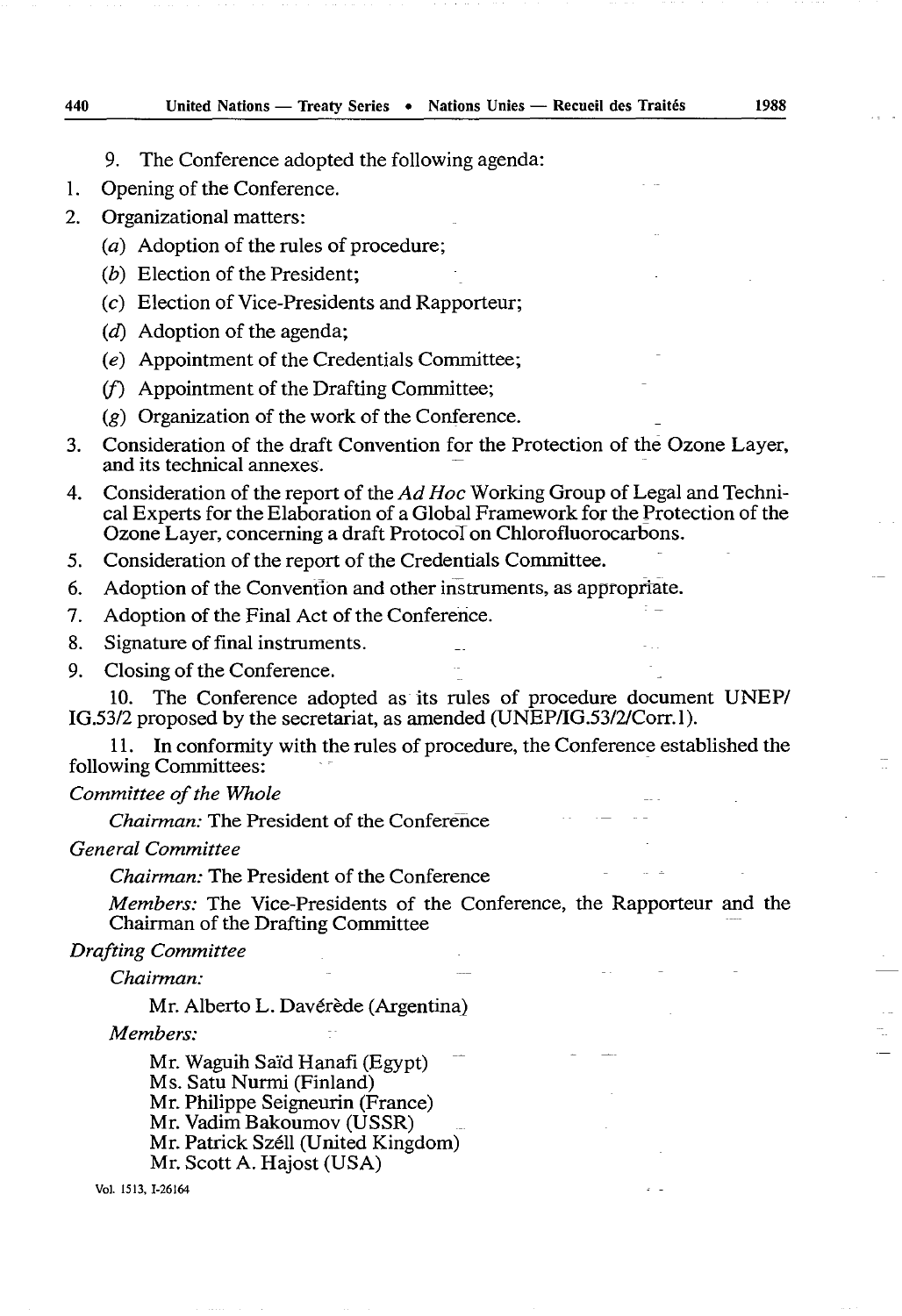9. The Conference adopted the following agenda:

1. Opening of the Conference.
2. Organizational matters:
   (*a*) Adoption of the rules of procedure;
   (*b*) Election of the President;
   (*c*) Election of Vice-Presidents and Rapporteur;
   (*d*) Adoption of the agenda;
   (*e*) Appointment of the Credentials Committee;
   (*f*) Appointment of the Drafting Committee;
   (*g*) Organization of the work of the Conference.
3. Consideration of the draft Convention for the Protection of the Ozone Layer, and its technical annexes.
4. Consideration of the report of the *Ad Hoc* Working Group of Legal and Technical Experts for the Elaboration of a Global Framework for the Protection of the Ozone Layer, concerning a draft Protocol on Chlorofluorocarbons.
5. Consideration of the report of the Credentials Committee.
6. Adoption of the Convention and other instruments, as appropriate.
7. Adoption of the Final Act of the Conference.
8. Signature of final instruments.
9. Closing of the Conference.

10. The Conference adopted as its rules of procedure document UNEP/IG.53/2 proposed by the secretariat, as amended (UNEP/IG.53/2/Corr.1).

11. In conformity with the rules of procedure, the Conference established the following Committees:

*Committee of the Whole*

*Chairman:* The President of the Conference

*General Committee*

*Chairman:* The President of the Conference

*Members:* The Vice-Presidents of the Conference, the Rapporteur and the Chairman of the Drafting Committee

*Drafting Committee*

*Chairman:*

Mr. Alberto L. Davérède (Argentina)

*Members:*

Mr. Waguih Saïd Hanafi (Egypt)
Ms. Satu Nurmi (Finland)
Mr. Philippe Seigneurin (France)
Mr. Vadim Bakoumov (USSR)
Mr. Patrick Széll (United Kingdom)
Mr. Scott A. Hajost (USA)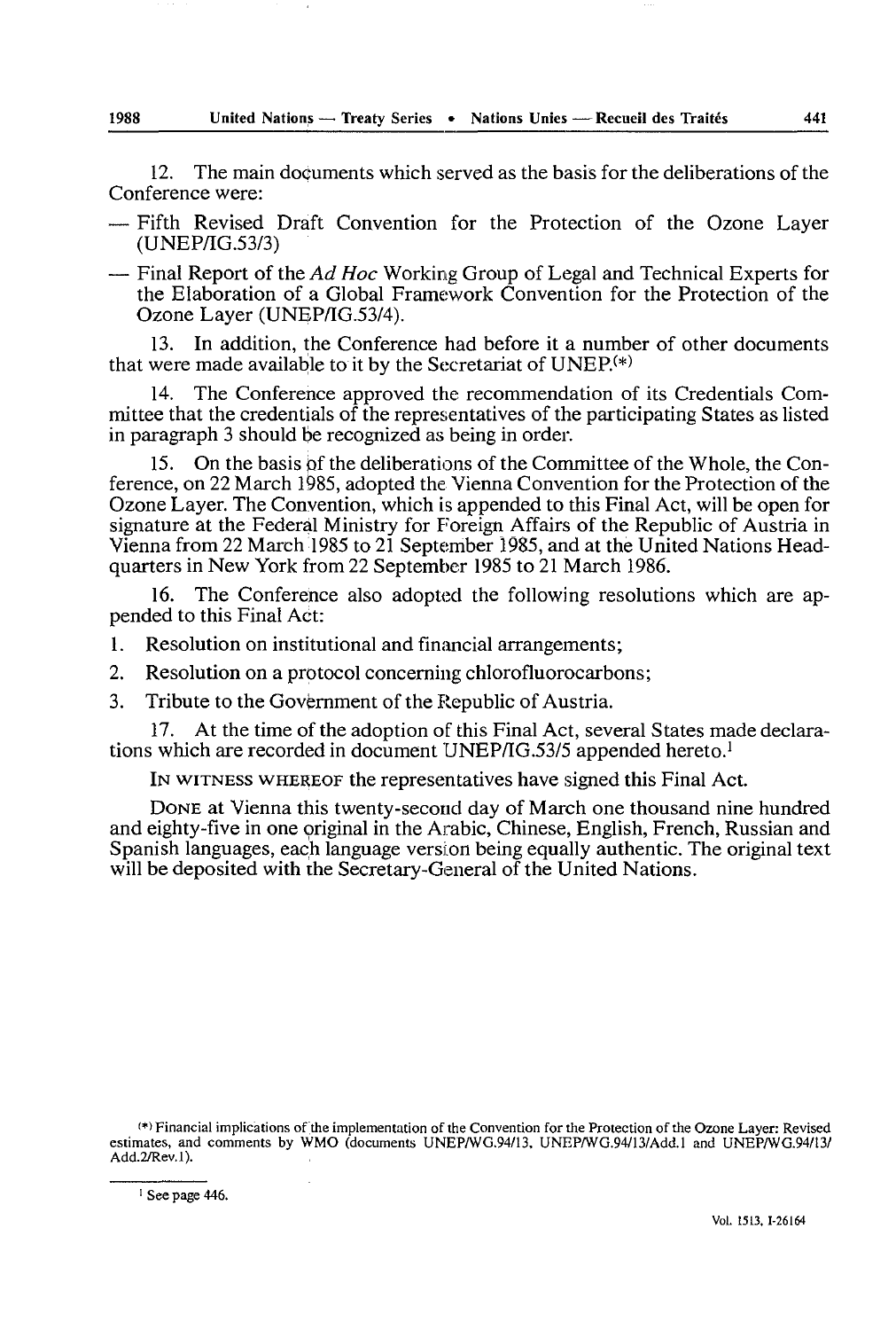12. The main documents which served as the basis for the deliberations of the Conference were:

— Fifth Revised Draft Convention for the Protection of the Ozone Layer (UNEP/IG.53/3)

— Final Report of the *Ad Hoc* Working Group of Legal and Technical Experts for the Elaboration of a Global Framework Convention for the Protection of the Ozone Layer (UNEP/IG.53/4).

13. In addition, the Conference had before it a number of other documents that were made available to it by the Secretariat of UNEP.(*)

14. The Conference approved the recommendation of its Credentials Committee that the credentials of the representatives of the participating States as listed in paragraph 3 should be recognized as being in order.

15. On the basis of the deliberations of the Committee of the Whole, the Conference, on 22 March 1985, adopted the Vienna Convention for the Protection of the Ozone Layer. The Convention, which is appended to this Final Act, will be open for signature at the Federal Ministry for Foreign Affairs of the Republic of Austria in Vienna from 22 March 1985 to 21 September 1985, and at the United Nations Headquarters in New York from 22 September 1985 to 21 March 1986.

16. The Conference also adopted the following resolutions which are appended to this Final Act:

1. Resolution on institutional and financial arrangements;
2. Resolution on a protocol concerning chlorofluorocarbons;
3. Tribute to the Government of the Republic of Austria.

17. At the time of the adoption of this Final Act, several States made declarations which are recorded in document UNEP/IG.53/5 appended hereto.[1]

IN WITNESS WHEREOF the representatives have signed this Final Act.

DONE at Vienna this twenty-second day of March one thousand nine hundred and eighty-five in one original in the Arabic, Chinese, English, French, Russian and Spanish languages, each language version being equally authentic. The original text will be deposited with the Secretary-General of the United Nations.

(*) Financial implications of the implementation of the Convention for the Protection of the Ozone Layer: Revised estimates, and comments by WMO (documents UNEP/WG.94/13, UNEP/WG.94/13/Add.1 and UNEP/WG.94/13/Add.2/Rev.1).

[1] See page 446.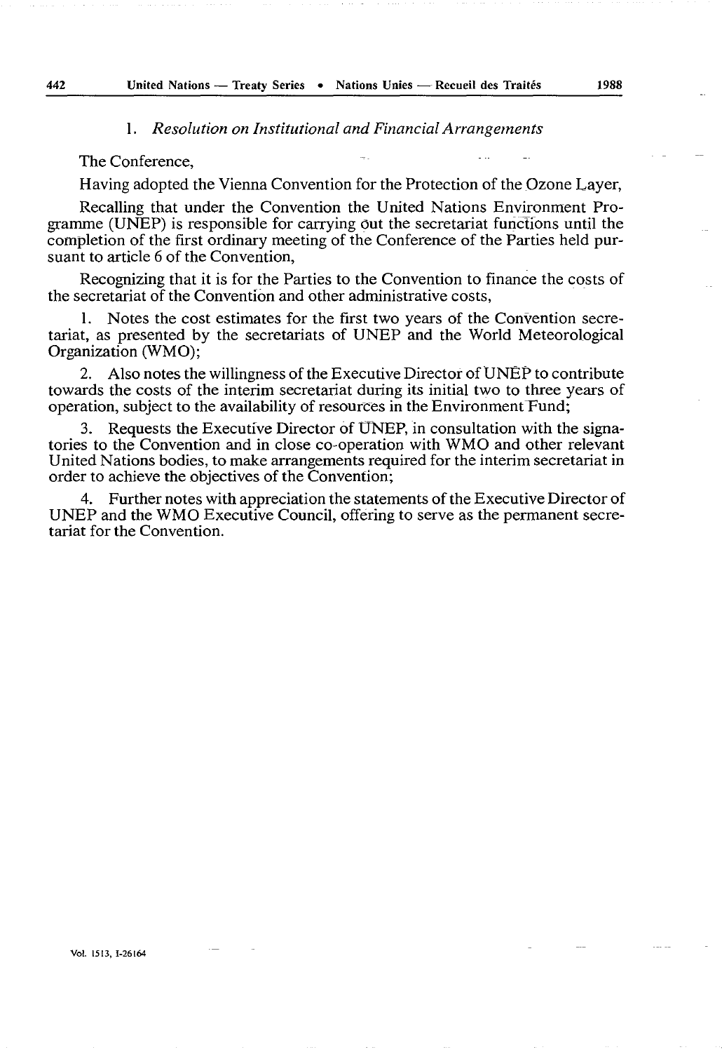1. *Resolution on Institutional and Financial Arrangements*

The Conference,

Having adopted the Vienna Convention for the Protection of the Ozone Layer,

Recalling that under the Convention the United Nations Environment Programme (UNEP) is responsible for carrying out the secretariat functions until the completion of the first ordinary meeting of the Conference of the Parties held pursuant to article 6 of the Convention,

Recognizing that it is for the Parties to the Convention to finance the costs of the secretariat of the Convention and other administrative costs,

1. Notes the cost estimates for the first two years of the Convention secretariat, as presented by the secretariats of UNEP and the World Meteorological Organization (WMO);

2. Also notes the willingness of the Executive Director of UNEP to contribute towards the costs of the interim secretariat during its initial two to three years of operation, subject to the availability of resources in the Environment Fund;

3. Requests the Executive Director of UNEP, in consultation with the signatories to the Convention and in close co-operation with WMO and other relevant United Nations bodies, to make arrangements required for the interim secretariat in order to achieve the objectives of the Convention;

4. Further notes with appreciation the statements of the Executive Director of UNEP and the WMO Executive Council, offering to serve as the permanent secretariat for the Convention.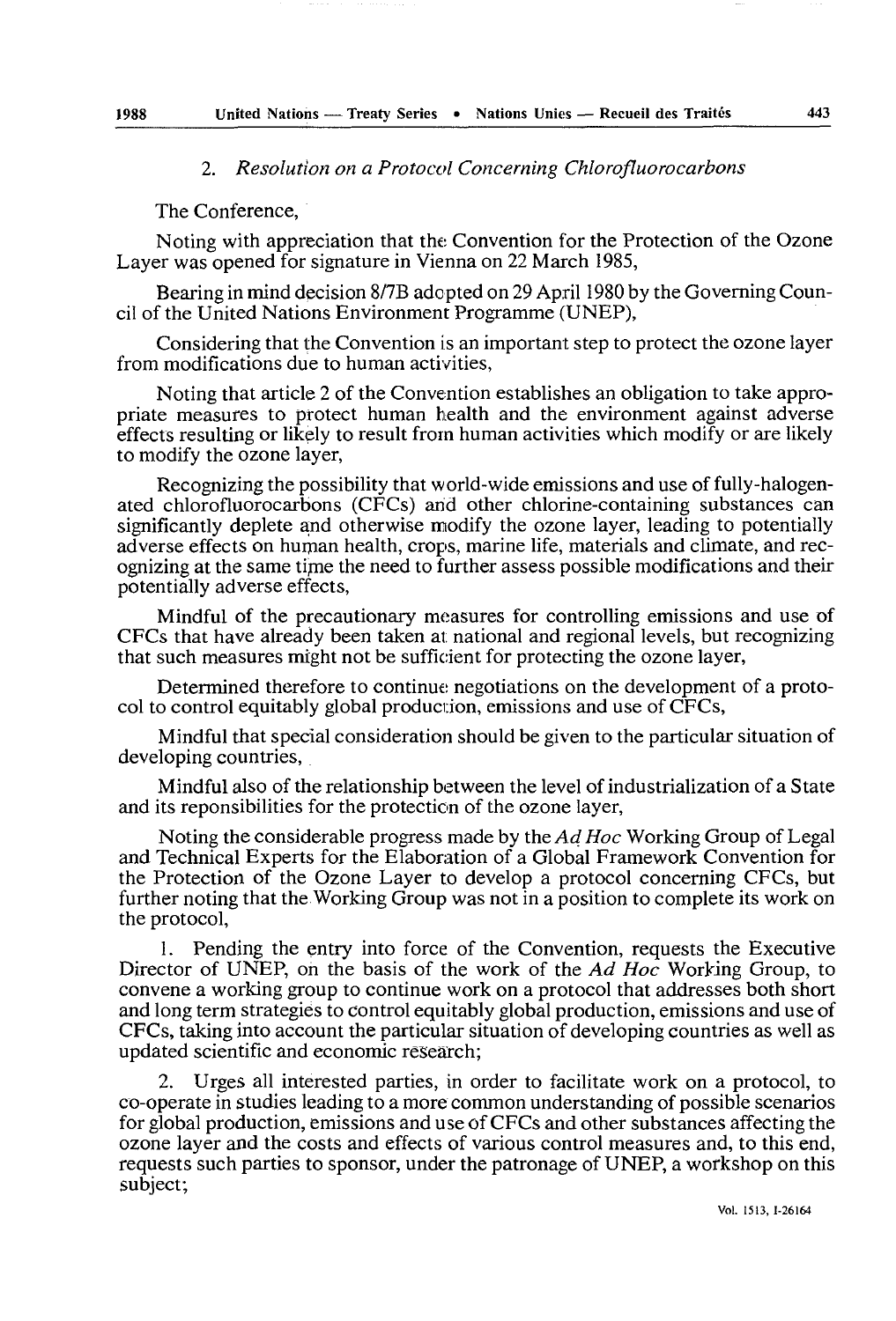## 2. *Resolution on a Protocol Concerning Chlorofluorocarbons*

The Conference,

Noting with appreciation that the Convention for the Protection of the Ozone Layer was opened for signature in Vienna on 22 March 1985,

Bearing in mind decision 8/7B adopted on 29 April 1980 by the Governing Council of the United Nations Environment Programme (UNEP),

Considering that the Convention is an important step to protect the ozone layer from modifications due to human activities,

Noting that article 2 of the Convention establishes an obligation to take appropriate measures to protect human health and the environment against adverse effects resulting or likely to result from human activities which modify or are likely to modify the ozone layer,

Recognizing the possibility that world-wide emissions and use of fully-halogenated chlorofluorocarbons (CFCs) and other chlorine-containing substances can significantly deplete and otherwise modify the ozone layer, leading to potentially adverse effects on human health, crops, marine life, materials and climate, and recognizing at the same time the need to further assess possible modifications and their potentially adverse effects,

Mindful of the precautionary measures for controlling emissions and use of CFCs that have already been taken at national and regional levels, but recognizing that such measures might not be sufficient for protecting the ozone layer,

Determined therefore to continue negotiations on the development of a protocol to control equitably global production, emissions and use of CFCs,

Mindful that special consideration should be given to the particular situation of developing countries,

Mindful also of the relationship between the level of industrialization of a State and its reponsibilities for the protection of the ozone layer,

Noting the considerable progress made by the *Ad Hoc* Working Group of Legal and Technical Experts for the Elaboration of a Global Framework Convention for the Protection of the Ozone Layer to develop a protocol concerning CFCs, but further noting that the Working Group was not in a position to complete its work on the protocol,

1. Pending the entry into force of the Convention, requests the Executive Director of UNEP, on the basis of the work of the *Ad Hoc* Working Group, to convene a working group to continue work on a protocol that addresses both short and long term strategies to control equitably global production, emissions and use of CFCs, taking into account the particular situation of developing countries as well as updated scientific and economic research;

2. Urges all interested parties, in order to facilitate work on a protocol, to co-operate in studies leading to a more common understanding of possible scenarios for global production, emissions and use of CFCs and other substances affecting the ozone layer and the costs and effects of various control measures and, to this end, requests such parties to sponsor, under the patronage of UNEP, a workshop on this subject;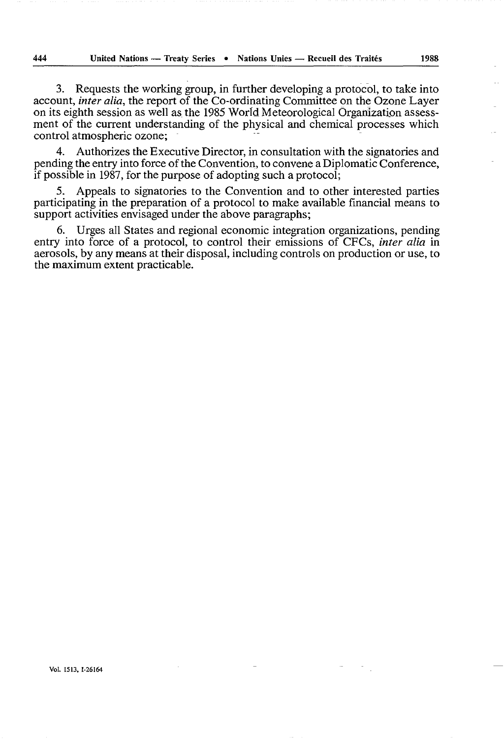3. Requests the working group, in further developing a protocol, to take into account, *inter alia*, the report of the Co-ordinating Committee on the Ozone Layer on its eighth session as well as the 1985 World Meteorological Organization assessment of the current understanding of the physical and chemical processes which control atmospheric ozone;

4. Authorizes the Executive Director, in consultation with the signatories and pending the entry into force of the Convention, to convene a Diplomatic Conference, if possible in 1987, for the purpose of adopting such a protocol;

5. Appeals to signatories to the Convention and to other interested parties participating in the preparation of a protocol to make available financial means to support activities envisaged under the above paragraphs;

6. Urges all States and regional economic integration organizations, pending entry into force of a protocol, to control their emissions of CFCs, *inter alia* in aerosols, by any means at their disposal, including controls on production or use, to the maximum extent practicable.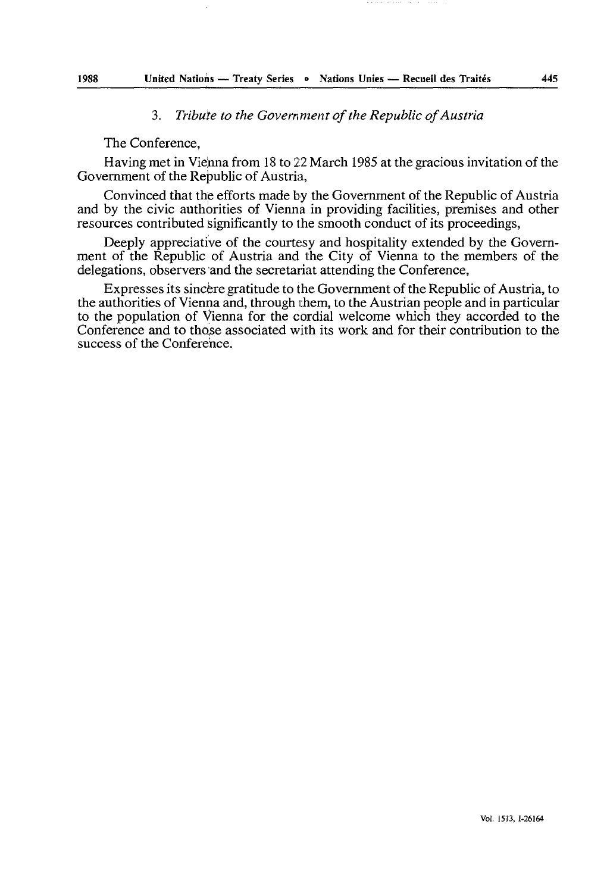### 3. *Tribute to the Government of the Republic of Austria*

The Conference,

Having met in Vienna from 18 to 22 March 1985 at the gracious invitation of the Government of the Republic of Austria,

Convinced that the efforts made by the Government of the Republic of Austria and by the civic authorities of Vienna in providing facilities, premises and other resources contributed significantly to the smooth conduct of its proceedings,

Deeply appreciative of the courtesy and hospitality extended by the Government of the Republic of Austria and the City of Vienna to the members of the delegations, observers and the secretariat attending the Conference,

Expresses its sincere gratitude to the Government of the Republic of Austria, to the authorities of Vienna and, through them, to the Austrian people and in particular to the population of Vienna for the cordial welcome which they accorded to the Conference and to those associated with its work and for their contribution to the success of the Conference.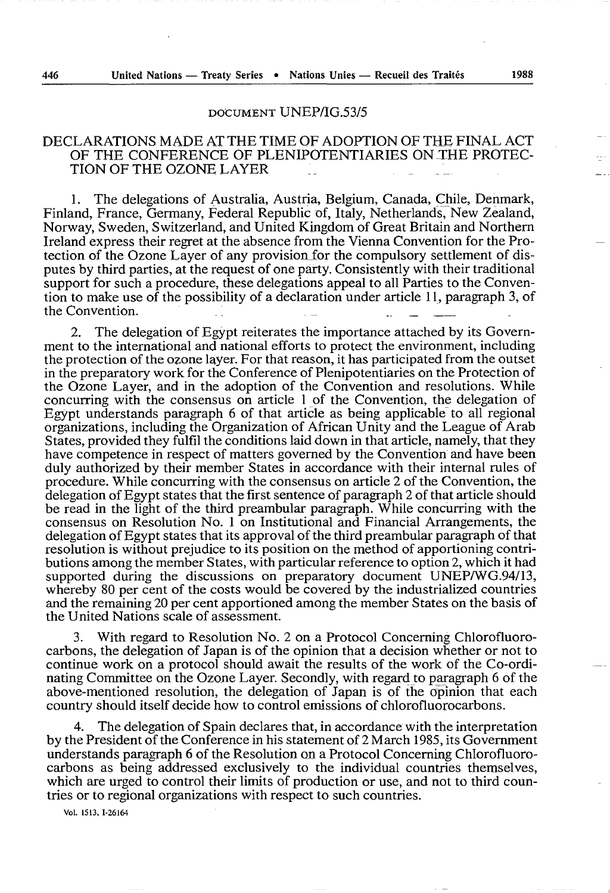DOCUMENT UNEP/IG.53/5

## DECLARATIONS MADE AT THE TIME OF ADOPTION OF THE FINAL ACT OF THE CONFERENCE OF PLENIPOTENTIARIES ON THE PROTECTION OF THE OZONE LAYER

1. The delegations of Australia, Austria, Belgium, Canada, Chile, Denmark, Finland, France, Germany, Federal Republic of, Italy, Netherlands, New Zealand, Norway, Sweden, Switzerland, and United Kingdom of Great Britain and Northern Ireland express their regret at the absence from the Vienna Convention for the Protection of the Ozone Layer of any provision for the compulsory settlement of disputes by third parties, at the request of one party. Consistently with their traditional support for such a procedure, these delegations appeal to all Parties to the Convention to make use of the possibility of a declaration under article 11, paragraph 3, of the Convention.

2. The delegation of Egypt reiterates the importance attached by its Government to the international and national efforts to protect the environment, including the protection of the ozone layer. For that reason, it has participated from the outset in the preparatory work for the Conference of Plenipotentiaries on the Protection of the Ozone Layer, and in the adoption of the Convention and resolutions. While concurring with the consensus on article 1 of the Convention, the delegation of Egypt understands paragraph 6 of that article as being applicable to all regional organizations, including the Organization of African Unity and the League of Arab States, provided they fulfil the conditions laid down in that article, namely, that they have competence in respect of matters governed by the Convention and have been duly authorized by their member States in accordance with their internal rules of procedure. While concurring with the consensus on article 2 of the Convention, the delegation of Egypt states that the first sentence of paragraph 2 of that article should be read in the light of the third preambular paragraph. While concurring with the consensus on Resolution No. 1 on Institutional and Financial Arrangements, the delegation of Egypt states that its approval of the third preambular paragraph of that resolution is without prejudice to its position on the method of apportioning contributions among the member States, with particular reference to option 2, which it had supported during the discussions on preparatory document UNEP/WG.94/13, whereby 80 per cent of the costs would be covered by the industrialized countries and the remaining 20 per cent apportioned among the member States on the basis of the United Nations scale of assessment.

3. With regard to Resolution No. 2 on a Protocol Concerning Chlorofluorocarbons, the delegation of Japan is of the opinion that a decision whether or not to continue work on a protocol should await the results of the work of the Co-ordinating Committee on the Ozone Layer. Secondly, with regard to paragraph 6 of the above-mentioned resolution, the delegation of Japan is of the opinion that each country should itself decide how to control emissions of chlorofluorocarbons.

4. The delegation of Spain declares that, in accordance with the interpretation by the President of the Conference in his statement of 2 March 1985, its Government understands paragraph 6 of the Resolution on a Protocol Concerning Chlorofluorocarbons as being addressed exclusively to the individual countries themselves, which are urged to control their limits of production or use, and not to third countries or to regional organizations with respect to such countries.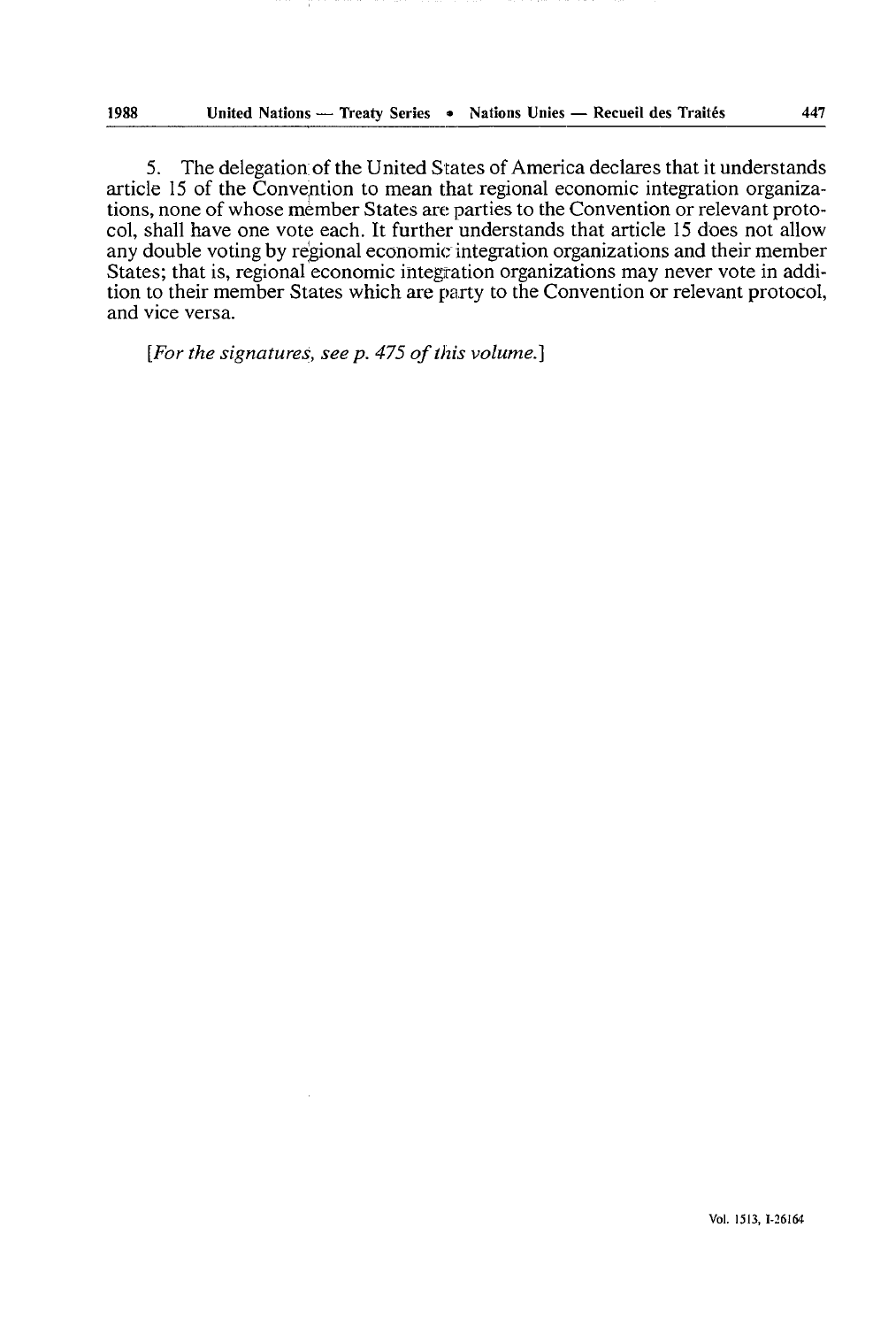5. The delegation of the United States of America declares that it understands article 15 of the Convention to mean that regional economic integration organizations, none of whose member States are parties to the Convention or relevant protocol, shall have one vote each. It further understands that article 15 does not allow any double voting by regional economic integration organizations and their member States; that is, regional economic integration organizations may never vote in addition to their member States which are party to the Convention or relevant protocol, and vice versa.

[*For the signatures, see p. 475 of this volume.*]